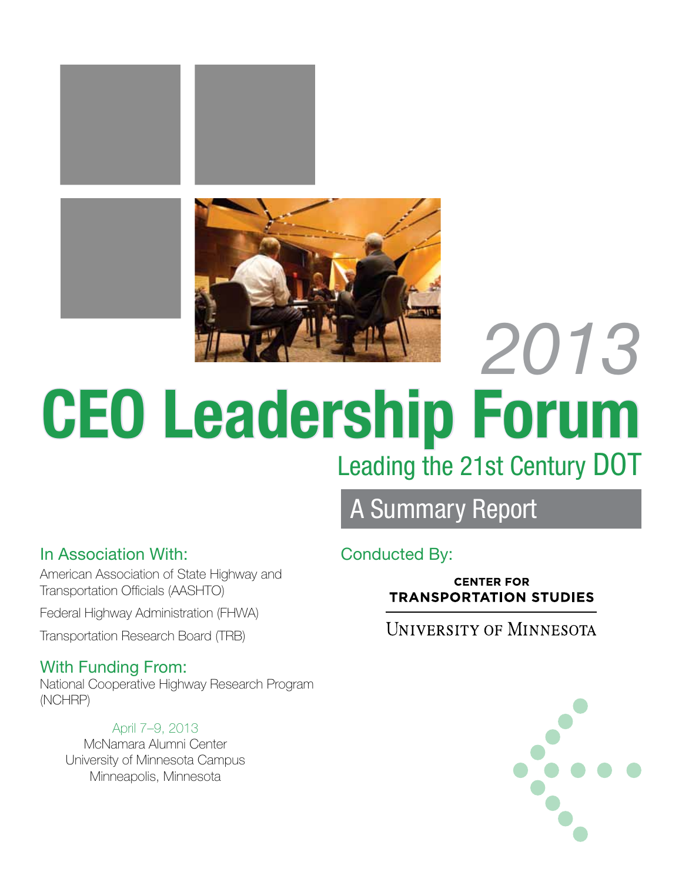# 2013 CEO Leadership Forum

## Leading the 21st Century DOT

### A Summary Report

**In Association With:**

American Association of State Highway and Transportation Officials (AASHTO)

Federal Highway Administration (FHWA)

Transportation Research Board (TRB)

**With Funding From:**

National Cooperative Highway Research Program (NCHRP)

April 7–9, 2013
McNamara Alumni Center
University of Minnesota Campus
Minneapolis, Minnesota

**Conducted By:**

CENTER FOR TRANSPORTATION STUDIES

UNIVERSITY OF MINNESOTA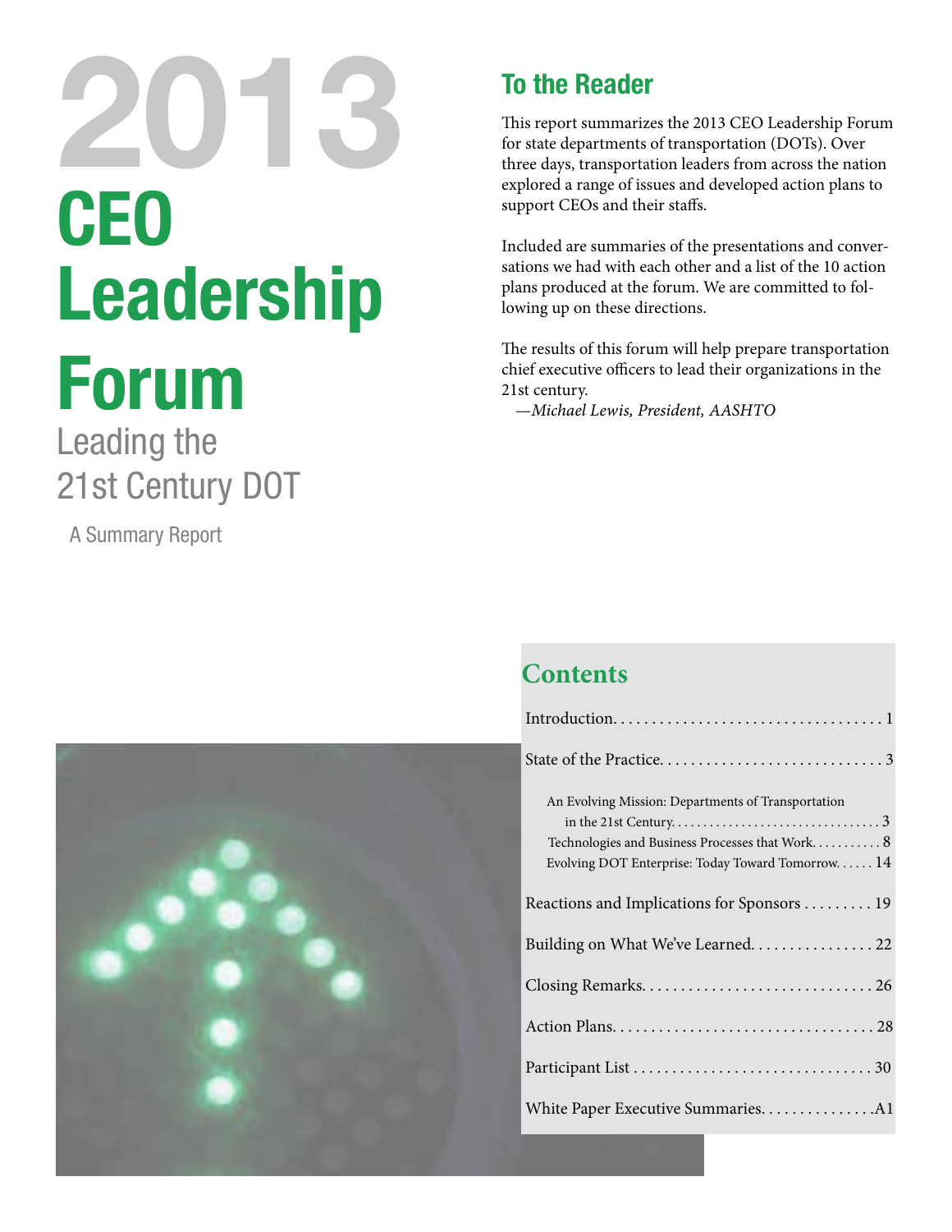# 2013 CEO Leadership Forum

## Leading the 21st Century DOT

A Summary Report

## To the Reader

This report summarizes the 2013 CEO Leadership Forum for state departments of transportation (DOTs). Over three days, transportation leaders from across the nation explored a range of issues and developed action plans to support CEOs and their staffs.

Included are summaries of the presentations and conversations we had with each other and a list of the 10 action plans produced at the forum. We are committed to following up on these directions.

The results of this forum will help prepare transportation chief executive officers to lead their organizations in the 21st century.

—*Michael Lewis, President, AASHTO*

## Contents

Introduction . . . . . . . . . . . . . . . . . . . . . . . . . . . . . . . . . . . 1

State of the Practice . . . . . . . . . . . . . . . . . . . . . . . . . . . . . 3

- An Evolving Mission: Departments of Transportation in the 21st Century . . . . . . . . . . . . . . . . . . . . . . . . . . . . . . . . 3
- Technologies and Business Processes that Work . . . . . . . . . . 8
- Evolving DOT Enterprise: Today Toward Tomorrow . . . . . . 14

Reactions and Implications for Sponsors . . . . . . . . . 19

Building on What We've Learned . . . . . . . . . . . . . . . . 22

Closing Remarks . . . . . . . . . . . . . . . . . . . . . . . . . . . . . 26

Action Plans . . . . . . . . . . . . . . . . . . . . . . . . . . . . . . . . . 28

Participant List . . . . . . . . . . . . . . . . . . . . . . . . . . . . . . 30

White Paper Executive Summaries . . . . . . . . . . . . . . . A1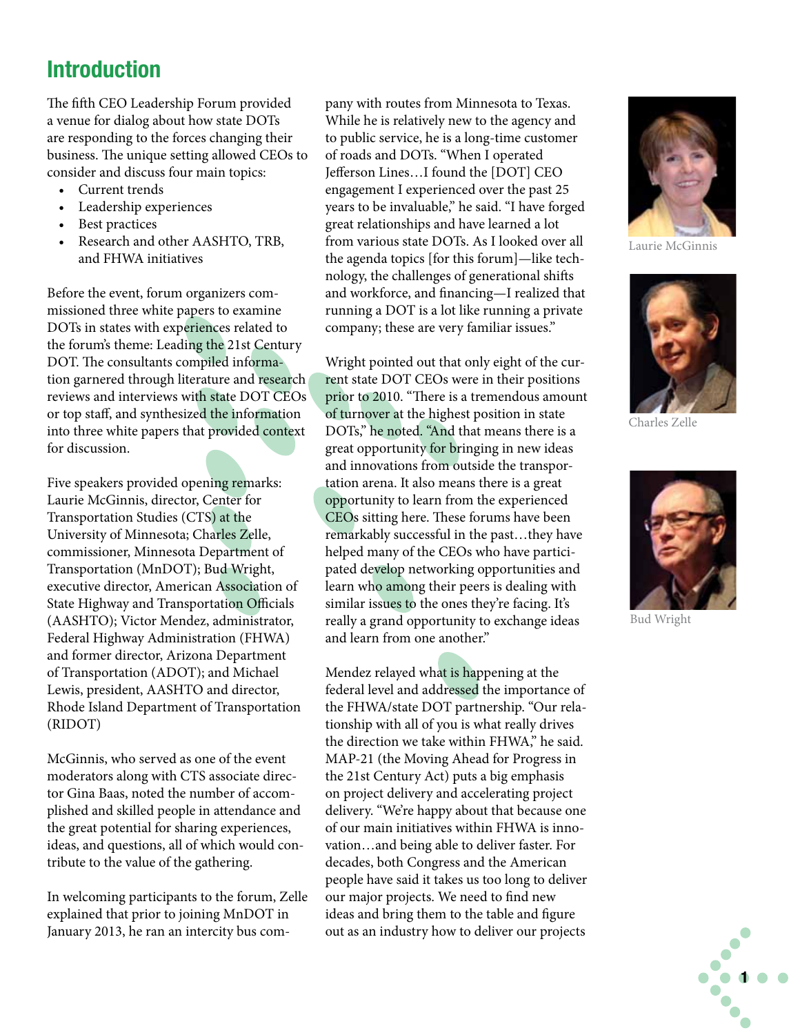## Introduction

The fifth CEO Leadership Forum provided a venue for dialog about how state DOTs are responding to the forces changing their business. The unique setting allowed CEOs to consider and discuss four main topics:

- Current trends
- Leadership experiences
- Best practices
- Research and other AASHTO, TRB, and FHWA initiatives

Before the event, forum organizers commissioned three white papers to examine DOTs in states with experiences related to the forum's theme: Leading the 21st Century DOT. The consultants compiled information garnered through literature and research reviews and interviews with state DOT CEOs or top staff, and synthesized the information into three white papers that provided context for discussion.

Five speakers provided opening remarks: Laurie McGinnis, director, Center for Transportation Studies (CTS) at the University of Minnesota; Charles Zelle, commissioner, Minnesota Department of Transportation (MnDOT); Bud Wright, executive director, American Association of State Highway and Transportation Officials (AASHTO); Victor Mendez, administrator, Federal Highway Administration (FHWA) and former director, Arizona Department of Transportation (ADOT); and Michael Lewis, president, AASHTO and director, Rhode Island Department of Transportation (RIDOT)

McGinnis, who served as one of the event moderators along with CTS associate director Gina Baas, noted the number of accomplished and skilled people in attendance and the great potential for sharing experiences, ideas, and questions, all of which would contribute to the value of the gathering.

In welcoming participants to the forum, Zelle explained that prior to joining MnDOT in January 2013, he ran an intercity bus company with routes from Minnesota to Texas. While he is relatively new to the agency and to public service, he is a long-time customer of roads and DOTs. "When I operated Jefferson Lines…I found the [DOT] CEO engagement I experienced over the past 25 years to be invaluable," he said. "I have forged great relationships and have learned a lot from various state DOTs. As I looked over all the agenda topics [for this forum]—like technology, the challenges of generational shifts and workforce, and financing—I realized that running a DOT is a lot like running a private company; these are very familiar issues."

Wright pointed out that only eight of the current state DOT CEOs were in their positions prior to 2010. "There is a tremendous amount of turnover at the highest position in state DOTs," he noted. "And that means there is a great opportunity for bringing in new ideas and innovations from outside the transportation arena. It also means there is a great opportunity to learn from the experienced CEOs sitting here. These forums have been remarkably successful in the past…they have helped many of the CEOs who have participated develop networking opportunities and learn who among their peers is dealing with similar issues to the ones they're facing. It's really a grand opportunity to exchange ideas and learn from one another."

Mendez relayed what is happening at the federal level and addressed the importance of the FHWA/state DOT partnership. "Our relationship with all of you is what really drives the direction we take within FHWA," he said. MAP-21 (the Moving Ahead for Progress in the 21st Century Act) puts a big emphasis on project delivery and accelerating project delivery. "We're happy about that because one of our main initiatives within FHWA is innovation…and being able to deliver faster. For decades, both Congress and the American people have said it takes us too long to deliver our major projects. We need to find new ideas and bring them to the table and figure out as an industry how to deliver our projects

Laurie McGinnis

Charles Zelle

Bud Wright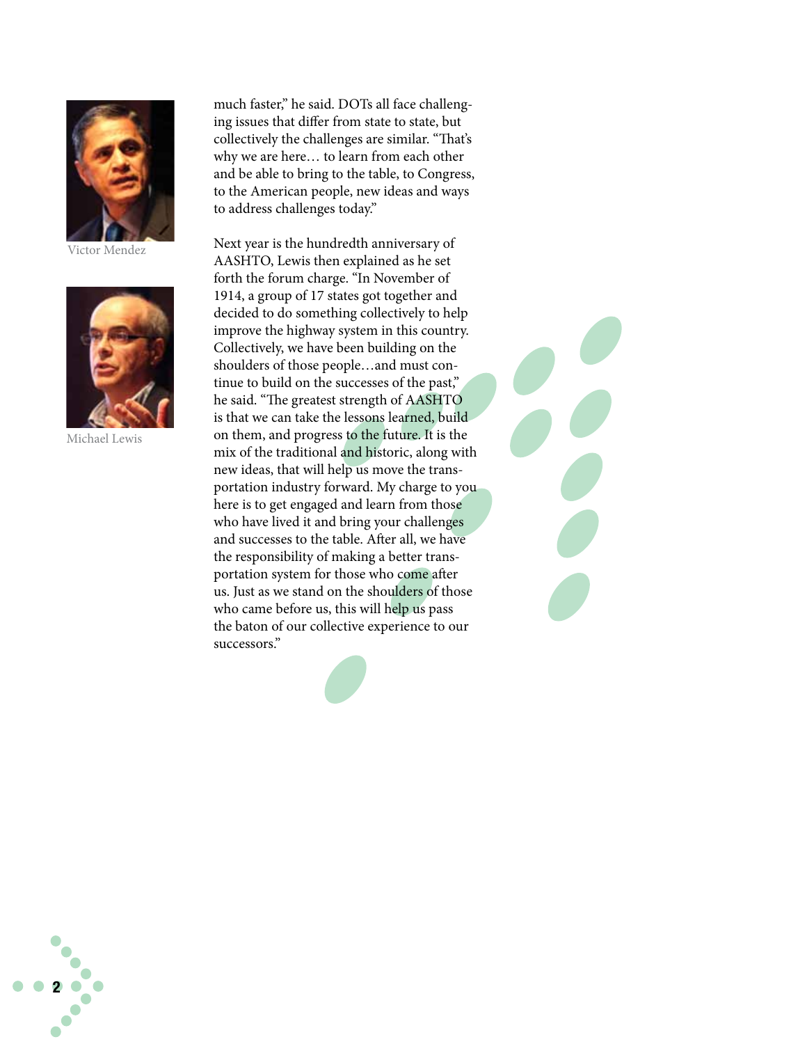Victor Mendez

Michael Lewis

much faster," he said. DOTs all face challenging issues that differ from state to state, but collectively the challenges are similar. "That's why we are here… to learn from each other and be able to bring to the table, to Congress, to the American people, new ideas and ways to address challenges today."

Next year is the hundredth anniversary of AASHTO, Lewis then explained as he set forth the forum charge. "In November of 1914, a group of 17 states got together and decided to do something collectively to help improve the highway system in this country. Collectively, we have been building on the shoulders of those people…and must continue to build on the successes of the past," he said. "The greatest strength of AASHTO is that we can take the lessons learned, build on them, and progress to the future. It is the mix of the traditional and historic, along with new ideas, that will help us move the transportation industry forward. My charge to you here is to get engaged and learn from those who have lived it and bring your challenges and successes to the table. After all, we have the responsibility of making a better transportation system for those who come after us. Just as we stand on the shoulders of those who came before us, this will help us pass the baton of our collective experience to our successors."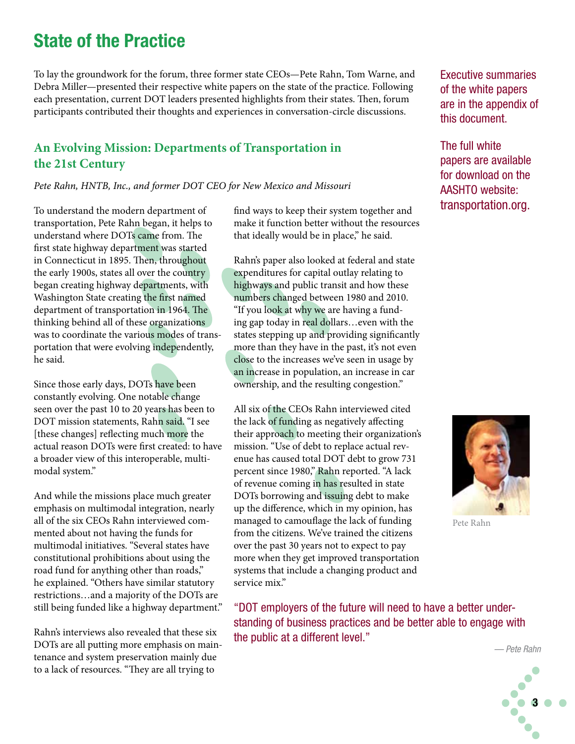# State of the Practice

To lay the groundwork for the forum, three former state CEOs—Pete Rahn, Tom Warne, and Debra Miller—presented their respective white papers on the state of the practice. Following each presentation, current DOT leaders presented highlights from their states. Then, forum participants contributed their thoughts and experiences in conversation-circle discussions.

Executive summaries of the white papers are in the appendix of this document.

The full white papers are available for download on the AASHTO website: transportation.org.

## An Evolving Mission: Departments of Transportation in the 21st Century

*Pete Rahn, HNTB, Inc., and former DOT CEO for New Mexico and Missouri*

To understand the modern department of transportation, Pete Rahn began, it helps to understand where DOTs came from. The first state highway department was started in Connecticut in 1895. Then, throughout the early 1900s, states all over the country began creating highway departments, with Washington State creating the first named department of transportation in 1964. The thinking behind all of these organizations was to coordinate the various modes of transportation that were evolving independently, he said.

Since those early days, DOTs have been constantly evolving. One notable change seen over the past 10 to 20 years has been to DOT mission statements, Rahn said. "I see [these changes] reflecting much more the actual reason DOTs were first created: to have a broader view of this interoperable, multimodal system."

And while the missions place much greater emphasis on multimodal integration, nearly all of the six CEOs Rahn interviewed commented about not having the funds for multimodal initiatives. "Several states have constitutional prohibitions about using the road fund for anything other than roads," he explained. "Others have similar statutory restrictions…and a majority of the DOTs are still being funded like a highway department."

Rahn's interviews also revealed that these six DOTs are all putting more emphasis on maintenance and system preservation mainly due to a lack of resources. "They are all trying to find ways to keep their system together and make it function better without the resources that ideally would be in place," he said.

Rahn's paper also looked at federal and state expenditures for capital outlay relating to highways and public transit and how these numbers changed between 1980 and 2010. "If you look at why we are having a funding gap today in real dollars…even with the states stepping up and providing significantly more than they have in the past, it's not even close to the increases we've seen in usage by an increase in population, an increase in car ownership, and the resulting congestion."

All six of the CEOs Rahn interviewed cited the lack of funding as negatively affecting their approach to meeting their organization's mission. "Use of debt to replace actual revenue has caused total DOT debt to grow 731 percent since 1980," Rahn reported. "A lack of revenue coming in has resulted in state DOTs borrowing and issuing debt to make up the difference, which in my opinion, has managed to camouflage the lack of funding from the citizens. We've trained the citizens over the past 30 years not to expect to pay more when they get improved transportation systems that include a changing product and service mix."

Pete Rahn

"DOT employers of the future will need to have a better understanding of business practices and be better able to engage with the public at a different level."

*— Pete Rahn*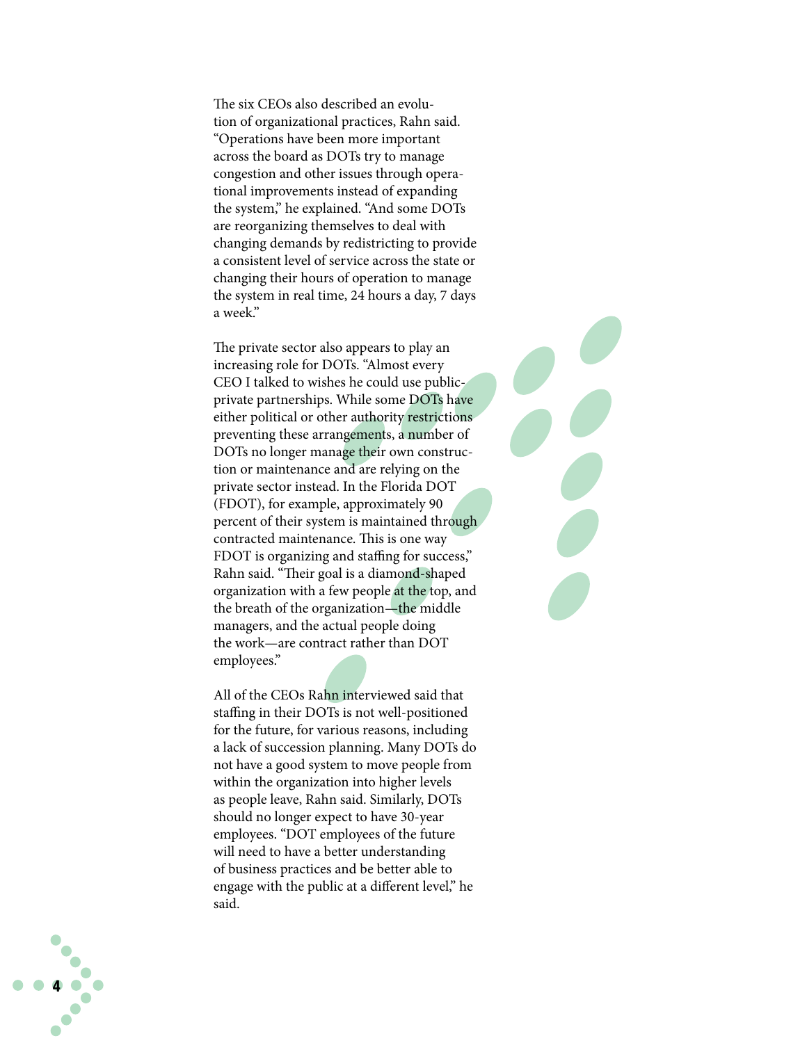The six CEOs also described an evolution of organizational practices, Rahn said. "Operations have been more important across the board as DOTs try to manage congestion and other issues through operational improvements instead of expanding the system," he explained. "And some DOTs are reorganizing themselves to deal with changing demands by redistricting to provide a consistent level of service across the state or changing their hours of operation to manage the system in real time, 24 hours a day, 7 days a week."

The private sector also appears to play an increasing role for DOTs. "Almost every CEO I talked to wishes he could use public-private partnerships. While some DOTs have either political or other authority restrictions preventing these arrangements, a number of DOTs no longer manage their own construction or maintenance and are relying on the private sector instead. In the Florida DOT (FDOT), for example, approximately 90 percent of their system is maintained through contracted maintenance. This is one way FDOT is organizing and staffing for success," Rahn said. "Their goal is a diamond-shaped organization with a few people at the top, and the breath of the organization—the middle managers, and the actual people doing the work—are contract rather than DOT employees."

All of the CEOs Rahn interviewed said that staffing in their DOTs is not well-positioned for the future, for various reasons, including a lack of succession planning. Many DOTs do not have a good system to move people from within the organization into higher levels as people leave, Rahn said. Similarly, DOTs should no longer expect to have 30-year employees. "DOT employees of the future will need to have a better understanding of business practices and be better able to engage with the public at a different level," he said.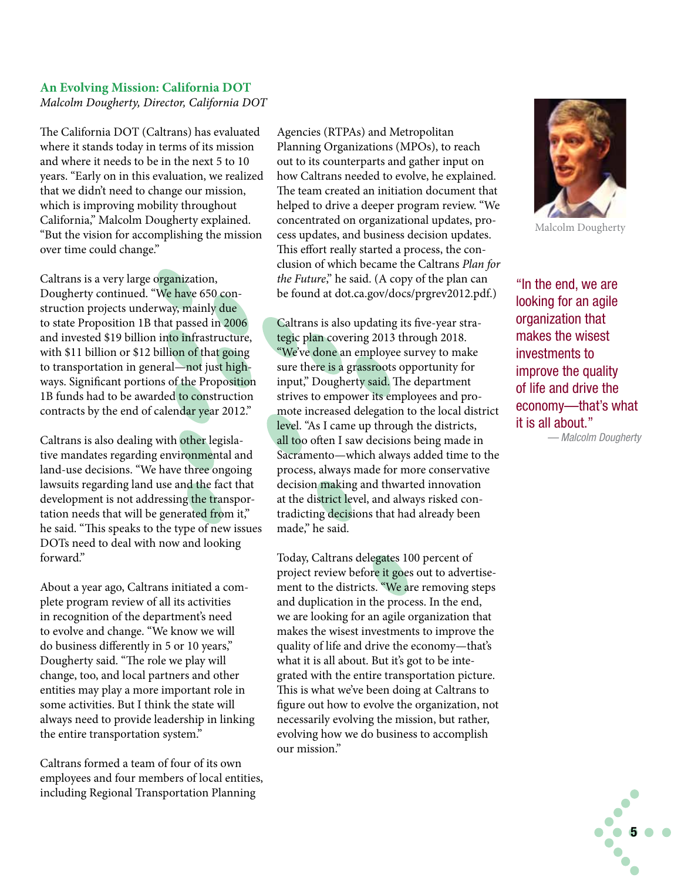## An Evolving Mission: California DOT

*Malcolm Dougherty, Director, California DOT*

The California DOT (Caltrans) has evaluated where it stands today in terms of its mission and where it needs to be in the next 5 to 10 years. "Early on in this evaluation, we realized that we didn't need to change our mission, which is improving mobility throughout California," Malcolm Dougherty explained. "But the vision for accomplishing the mission over time could change."

Caltrans is a very large organization, Dougherty continued. "We have 650 construction projects underway, mainly due to state Proposition 1B that passed in 2006 and invested $19 billion into infrastructure, with $11 billion or $12 billion of that going to transportation in general—not just highways. Significant portions of the Proposition 1B funds had to be awarded to construction contracts by the end of calendar year 2012."

Caltrans is also dealing with other legislative mandates regarding environmental and land-use decisions. "We have three ongoing lawsuits regarding land use and the fact that development is not addressing the transportation needs that will be generated from it," he said. "This speaks to the type of new issues DOTs need to deal with now and looking forward."

About a year ago, Caltrans initiated a complete program review of all its activities in recognition of the department's need to evolve and change. "We know we will do business differently in 5 or 10 years," Dougherty said. "The role we play will change, too, and local partners and other entities may play a more important role in some activities. But I think the state will always need to provide leadership in linking the entire transportation system."

Caltrans formed a team of four of its own employees and four members of local entities, including Regional Transportation Planning Agencies (RTPAs) and Metropolitan Planning Organizations (MPOs), to reach out to its counterparts and gather input on how Caltrans needed to evolve, he explained. The team created an initiation document that helped to drive a deeper program review. "We concentrated on organizational updates, process updates, and business decision updates. This effort really started a process, the conclusion of which became the Caltrans *Plan for the Future*," he said. (A copy of the plan can be found at dot.ca.gov/docs/prgrev2012.pdf.)

Caltrans is also updating its five-year strategic plan covering 2013 through 2018. "We've done an employee survey to make sure there is a grassroots opportunity for input," Dougherty said. The department strives to empower its employees and promote increased delegation to the local district level. "As I came up through the districts, all too often I saw decisions being made in Sacramento—which always added time to the process, always made for more conservative decision making and thwarted innovation at the district level, and always risked contradicting decisions that had already been made," he said.

Today, Caltrans delegates 100 percent of project review before it goes out to advertisement to the districts. "We are removing steps and duplication in the process. In the end, we are looking for an agile organization that makes the wisest investments to improve the quality of life and drive the economy—that's what it is all about. But it's got to be integrated with the entire transportation picture. This is what we've been doing at Caltrans to figure out how to evolve the organization, not necessarily evolving the mission, but rather, evolving how we do business to accomplish our mission."

Malcolm Dougherty

> "In the end, we are looking for an agile organization that makes the wisest investments to improve the quality of life and drive the economy—that's what it is all about."
>
> *— Malcolm Dougherty*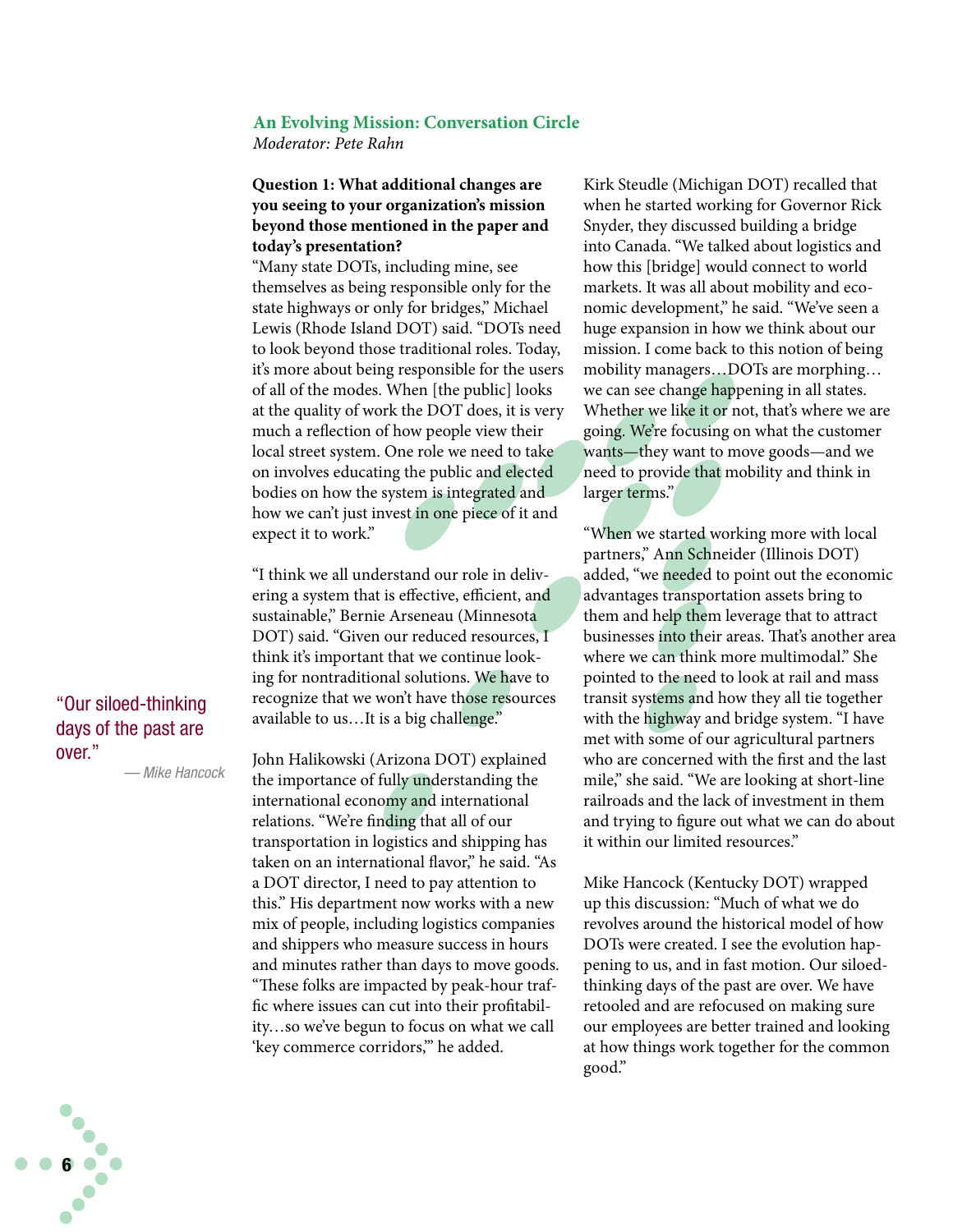## An Evolving Mission: Conversation Circle

*Moderator: Pete Rahn*

**Question 1: What additional changes are you seeing to your organization's mission beyond those mentioned in the paper and today's presentation?**

"Many state DOTs, including mine, see themselves as being responsible only for the state highways or only for bridges," Michael Lewis (Rhode Island DOT) said. "DOTs need to look beyond those traditional roles. Today, it's more about being responsible for the users of all of the modes. When [the public] looks at the quality of work the DOT does, it is very much a reflection of how people view their local street system. One role we need to take on involves educating the public and elected bodies on how the system is integrated and how we can't just invest in one piece of it and expect it to work."

"I think we all understand our role in delivering a system that is effective, efficient, and sustainable," Bernie Arseneau (Minnesota DOT) said. "Given our reduced resources, I think it's important that we continue looking for nontraditional solutions. We have to recognize that we won't have those resources available to us…It is a big challenge."

John Halikowski (Arizona DOT) explained the importance of fully understanding the international economy and international relations. "We're finding that all of our transportation in logistics and shipping has taken on an international flavor," he said. "As a DOT director, I need to pay attention to this." His department now works with a new mix of people, including logistics companies and shippers who measure success in hours and minutes rather than days to move goods. "These folks are impacted by peak-hour traffic where issues can cut into their profitability…so we've begun to focus on what we call 'key commerce corridors,'" he added.

Kirk Steudle (Michigan DOT) recalled that when he started working for Governor Rick Snyder, they discussed building a bridge into Canada. "We talked about logistics and how this [bridge] would connect to world markets. It was all about mobility and economic development," he said. "We've seen a huge expansion in how we think about our mission. I come back to this notion of being mobility managers…DOTs are morphing…we can see change happening in all states. Whether we like it or not, that's where we are going. We're focusing on what the customer wants—they want to move goods—and we need to provide that mobility and think in larger terms."

"When we started working more with local partners," Ann Schneider (Illinois DOT) added, "we needed to point out the economic advantages transportation assets bring to them and help them leverage that to attract businesses into their areas. That's another area where we can think more multimodal." She pointed to the need to look at rail and mass transit systems and how they all tie together with the highway and bridge system. "I have met with some of our agricultural partners who are concerned with the first and the last mile," she said. "We are looking at short-line railroads and the lack of investment in them and trying to figure out what we can do about it within our limited resources."

Mike Hancock (Kentucky DOT) wrapped up this discussion: "Much of what we do revolves around the historical model of how DOTs were created. I see the evolution happening to us, and in fast motion. Our siloed-thinking days of the past are over. We have retooled and are refocused on making sure our employees are better trained and looking at how things work together for the common good."

> "Our siloed-thinking days of the past are over."
>
> — Mike Hancock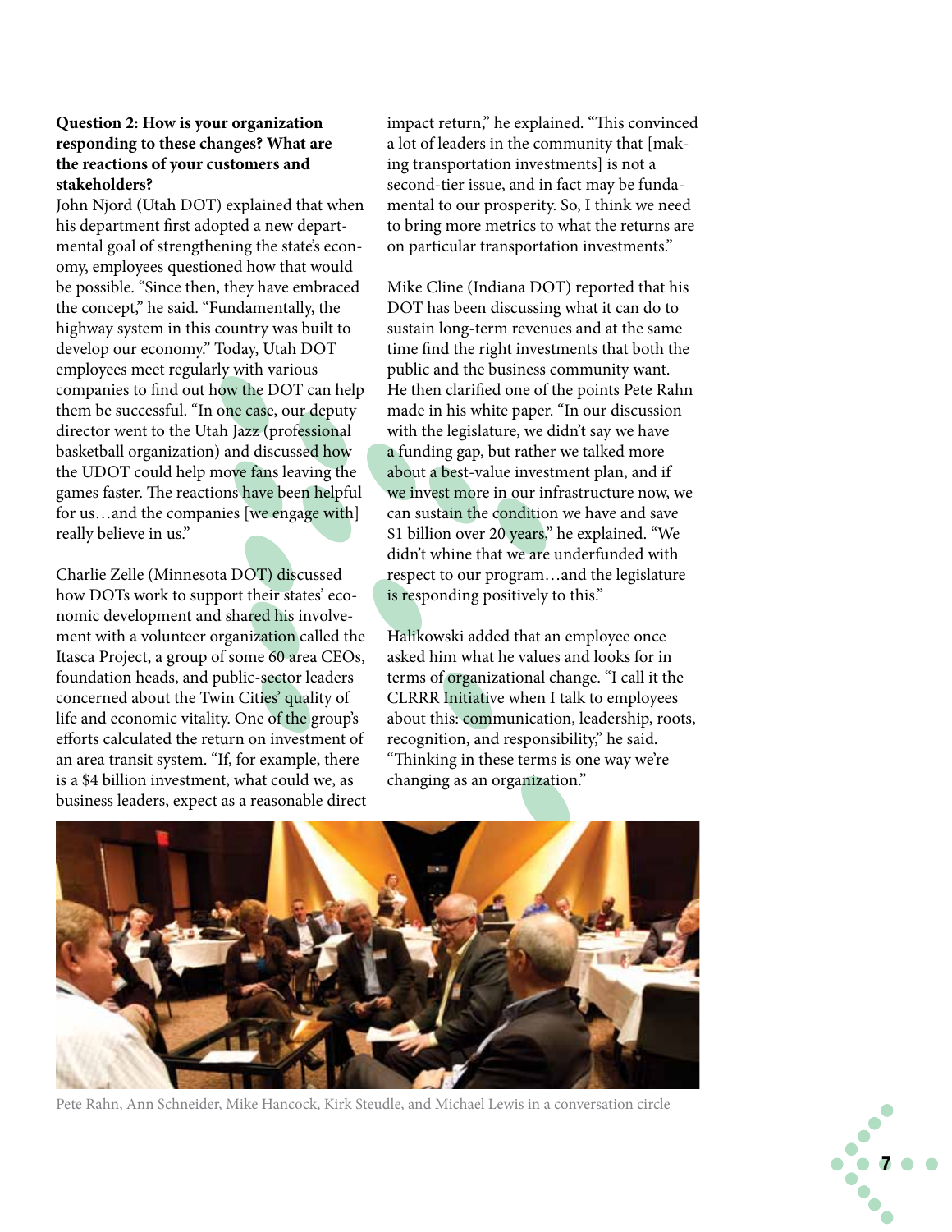**Question 2: How is your organization responding to these changes? What are the reactions of your customers and stakeholders?**

John Njord (Utah DOT) explained that when his department first adopted a new departmental goal of strengthening the state's economy, employees questioned how that would be possible. "Since then, they have embraced the concept," he said. "Fundamentally, the highway system in this country was built to develop our economy." Today, Utah DOT employees meet regularly with various companies to find out how the DOT can help them be successful. "In one case, our deputy director went to the Utah Jazz (professional basketball organization) and discussed how the UDOT could help move fans leaving the games faster. The reactions have been helpful for us…and the companies [we engage with] really believe in us."

Charlie Zelle (Minnesota DOT) discussed how DOTs work to support their states' economic development and shared his involvement with a volunteer organization called the Itasca Project, a group of some 60 area CEOs, foundation heads, and public-sector leaders concerned about the Twin Cities' quality of life and economic vitality. One of the group's efforts calculated the return on investment of an area transit system. "If, for example, there is a $4 billion investment, what could we, as business leaders, expect as a reasonable direct impact return," he explained. "This convinced a lot of leaders in the community that [making transportation investments] is not a second-tier issue, and in fact may be fundamental to our prosperity. So, I think we need to bring more metrics to what the returns are on particular transportation investments."

Mike Cline (Indiana DOT) reported that his DOT has been discussing what it can do to sustain long-term revenues and at the same time find the right investments that both the public and the business community want. He then clarified one of the points Pete Rahn made in his white paper. "In our discussion with the legislature, we didn't say we have a funding gap, but rather we talked more about a best-value investment plan, and if we invest more in our infrastructure now, we can sustain the condition we have and save $1 billion over 20 years," he explained. "We didn't whine that we are underfunded with respect to our program…and the legislature is responding positively to this."

Halikowski added that an employee once asked him what he values and looks for in terms of organizational change. "I call it the CLRRR Initiative when I talk to employees about this: communication, leadership, roots, recognition, and responsibility," he said. "Thinking in these terms is one way we're changing as an organization."

Pete Rahn, Ann Schneider, Mike Hancock, Kirk Steudle, and Michael Lewis in a conversation circle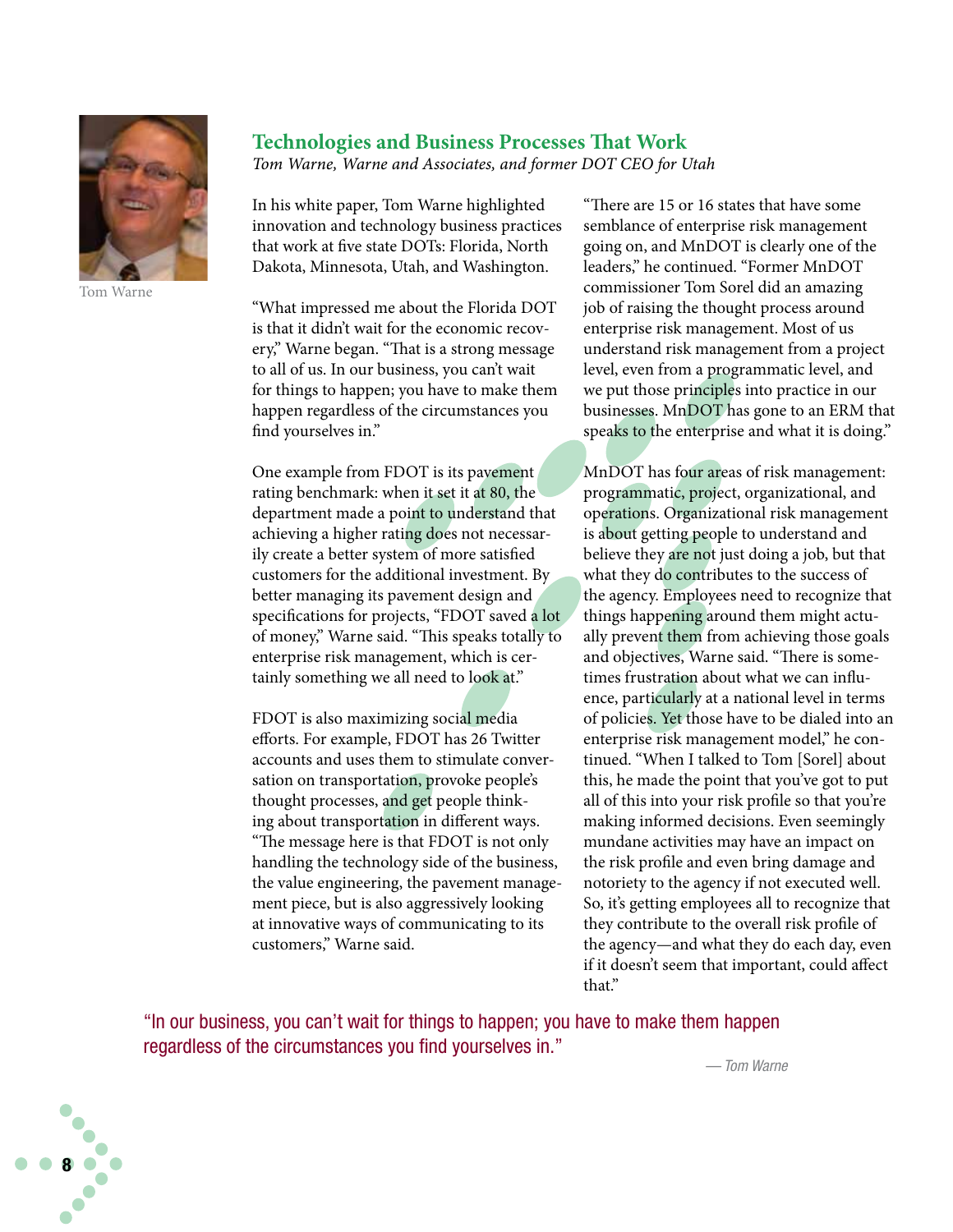## Technologies and Business Processes That Work

*Tom Warne, Warne and Associates, and former DOT CEO for Utah*

Tom Warne

In his white paper, Tom Warne highlighted innovation and technology business practices that work at five state DOTs: Florida, North Dakota, Minnesota, Utah, and Washington.

"What impressed me about the Florida DOT is that it didn't wait for the economic recovery," Warne began. "That is a strong message to all of us. In our business, you can't wait for things to happen; you have to make them happen regardless of the circumstances you find yourselves in."

One example from FDOT is its pavement rating benchmark: when it set it at 80, the department made a point to understand that achieving a higher rating does not necessarily create a better system of more satisfied customers for the additional investment. By better managing its pavement design and specifications for projects, "FDOT saved a lot of money," Warne said. "This speaks totally to enterprise risk management, which is certainly something we all need to look at."

FDOT is also maximizing social media efforts. For example, FDOT has 26 Twitter accounts and uses them to stimulate conversation on transportation, provoke people's thought processes, and get people thinking about transportation in different ways. "The message here is that FDOT is not only handling the technology side of the business, the value engineering, the pavement management piece, but is also aggressively looking at innovative ways of communicating to its customers," Warne said.

"There are 15 or 16 states that have some semblance of enterprise risk management going on, and MnDOT is clearly one of the leaders," he continued. "Former MnDOT commissioner Tom Sorel did an amazing job of raising the thought process around enterprise risk management. Most of us understand risk management from a project level, even from a programmatic level, and we put those principles into practice in our businesses. MnDOT has gone to an ERM that speaks to the enterprise and what it is doing."

MnDOT has four areas of risk management: programmatic, project, organizational, and operations. Organizational risk management is about getting people to understand and believe they are not just doing a job, but that what they do contributes to the success of the agency. Employees need to recognize that things happening around them might actually prevent them from achieving those goals and objectives, Warne said. "There is sometimes frustration about what we can influence, particularly at a national level in terms of policies. Yet those have to be dialed into an enterprise risk management model," he continued. "When I talked to Tom [Sorel] about this, he made the point that you've got to put all of this into your risk profile so that you're making informed decisions. Even seemingly mundane activities may have an impact on the risk profile and even bring damage and notoriety to the agency if not executed well. So, it's getting employees all to recognize that they contribute to the overall risk profile of the agency—and what they do each day, even if it doesn't seem that important, could affect that."

> "In our business, you can't wait for things to happen; you have to make them happen regardless of the circumstances you find yourselves in."
>
> — *Tom Warne*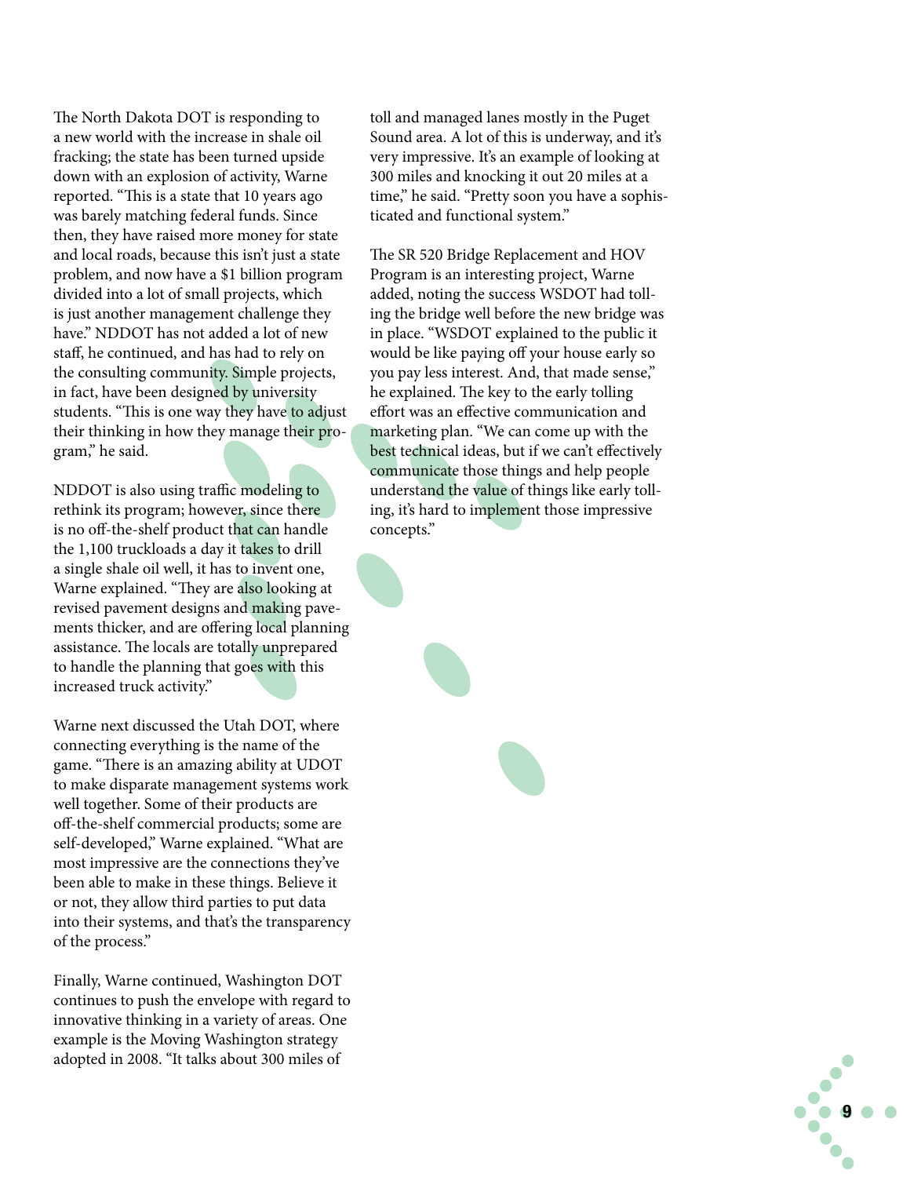The North Dakota DOT is responding to a new world with the increase in shale oil fracking; the state has been turned upside down with an explosion of activity, Warne reported. "This is a state that 10 years ago was barely matching federal funds. Since then, they have raised more money for state and local roads, because this isn't just a state problem, and now have a $1 billion program divided into a lot of small projects, which is just another management challenge they have." NDDOT has not added a lot of new staff, he continued, and has had to rely on the consulting community. Simple projects, in fact, have been designed by university students. "This is one way they have to adjust their thinking in how they manage their program," he said.

NDDOT is also using traffic modeling to rethink its program; however, since there is no off-the-shelf product that can handle the 1,100 truckloads a day it takes to drill a single shale oil well, it has to invent one, Warne explained. "They are also looking at revised pavement designs and making pavements thicker, and are offering local planning assistance. The locals are totally unprepared to handle the planning that goes with this increased truck activity."

Warne next discussed the Utah DOT, where connecting everything is the name of the game. "There is an amazing ability at UDOT to make disparate management systems work well together. Some of their products are off-the-shelf commercial products; some are self-developed," Warne explained. "What are most impressive are the connections they've been able to make in these things. Believe it or not, they allow third parties to put data into their systems, and that's the transparency of the process."

Finally, Warne continued, Washington DOT continues to push the envelope with regard to innovative thinking in a variety of areas. One example is the Moving Washington strategy adopted in 2008. "It talks about 300 miles of toll and managed lanes mostly in the Puget Sound area. A lot of this is underway, and it's very impressive. It's an example of looking at 300 miles and knocking it out 20 miles at a time," he said. "Pretty soon you have a sophisticated and functional system."

The SR 520 Bridge Replacement and HOV Program is an interesting project, Warne added, noting the success WSDOT had tolling the bridge well before the new bridge was in place. "WSDOT explained to the public it would be like paying off your house early so you pay less interest. And, that made sense," he explained. The key to the early tolling effort was an effective communication and marketing plan. "We can come up with the best technical ideas, but if we can't effectively communicate those things and help people understand the value of things like early tolling, it's hard to implement those impressive concepts."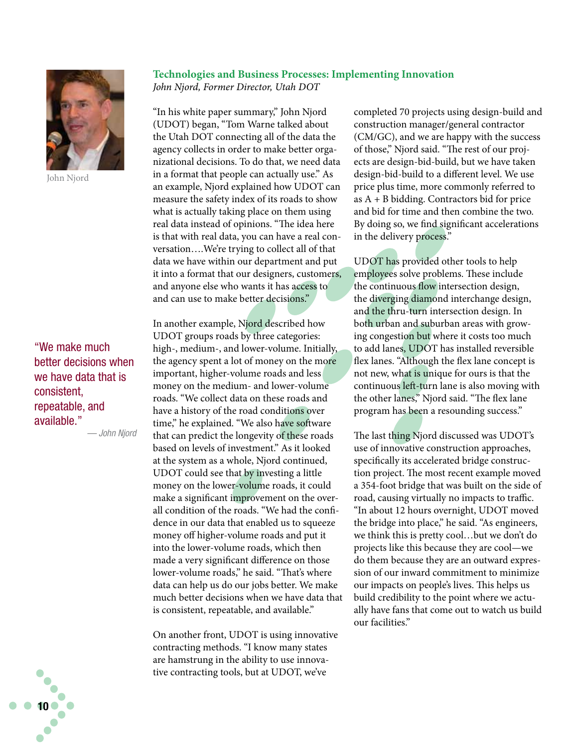## Technologies and Business Processes: Implementing Innovation

*John Njord, Former Director, Utah DOT*

John Njord

"In his white paper summary," John Njord (UDOT) began, "Tom Warne talked about the Utah DOT connecting all of the data the agency collects in order to make better organizational decisions. To do that, we need data in a format that people can actually use." As an example, Njord explained how UDOT can measure the safety index of its roads to show what is actually taking place on them using real data instead of opinions. "The idea here is that with real data, you can have a real conversation….We're trying to collect all of that data we have within our department and put it into a format that our designers, customers, and anyone else who wants it has access to and can use to make better decisions."

In another example, Njord described how UDOT groups roads by three categories: high-, medium-, and lower-volume. Initially, the agency spent a lot of money on the more important, higher-volume roads and less money on the medium- and lower-volume roads. "We collect data on these roads and have a history of the road conditions over time," he explained. "We also have software that can predict the longevity of these roads based on levels of investment." As it looked at the system as a whole, Njord continued, UDOT could see that by investing a little money on the lower-volume roads, it could make a significant improvement on the overall condition of the roads. "We had the confidence in our data that enabled us to squeeze money off higher-volume roads and put it into the lower-volume roads, which then made a very significant difference on those lower-volume roads," he said. "That's where data can help us do our jobs better. We make much better decisions when we have data that is consistent, repeatable, and available."

> "We make much better decisions when we have data that is consistent, repeatable, and available."
>
> — *John Njord*

On another front, UDOT is using innovative contracting methods. "I know many states are hamstrung in the ability to use innovative contracting tools, but at UDOT, we've completed 70 projects using design-build and construction manager/general contractor (CM/GC), and we are happy with the success of those," Njord said. "The rest of our projects are design-bid-build, but we have taken design-bid-build to a different level. We use price plus time, more commonly referred to as A + B bidding. Contractors bid for price and bid for time and then combine the two. By doing so, we find significant accelerations in the delivery process."

UDOT has provided other tools to help employees solve problems. These include the continuous flow intersection design, the diverging diamond interchange design, and the thru-turn intersection design. In both urban and suburban areas with growing congestion but where it costs too much to add lanes, UDOT has installed reversible flex lanes. "Although the flex lane concept is not new, what is unique for ours is that the continuous left-turn lane is also moving with the other lanes," Njord said. "The flex lane program has been a resounding success."

The last thing Njord discussed was UDOT's use of innovative construction approaches, specifically its accelerated bridge construction project. The most recent example moved a 354-foot bridge that was built on the side of road, causing virtually no impacts to traffic. "In about 12 hours overnight, UDOT moved the bridge into place," he said. "As engineers, we think this is pretty cool…but we don't do projects like this because they are cool—we do them because they are an outward expression of our inward commitment to minimize our impacts on people's lives. This helps us build credibility to the point where we actually have fans that come out to watch us build our facilities."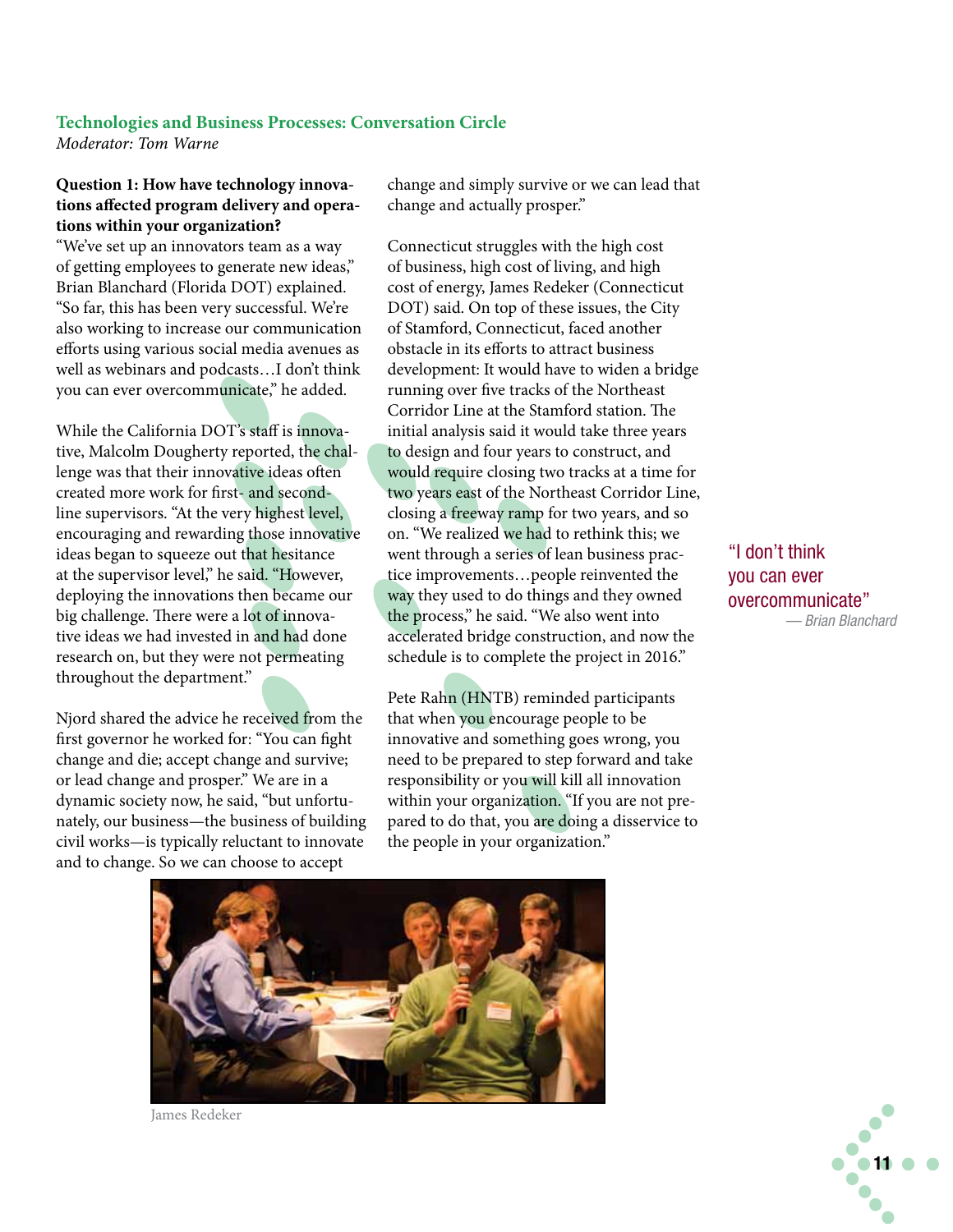## Technologies and Business Processes: Conversation Circle

*Moderator: Tom Warne*

**Question 1: How have technology innovations affected program delivery and operations within your organization?**

"We've set up an innovators team as a way of getting employees to generate new ideas," Brian Blanchard (Florida DOT) explained. "So far, this has been very successful. We're also working to increase our communication efforts using various social media avenues as well as webinars and podcasts…I don't think you can ever overcommunicate," he added.

While the California DOT's staff is innovative, Malcolm Dougherty reported, the challenge was that their innovative ideas often created more work for first- and second-line supervisors. "At the very highest level, encouraging and rewarding those innovative ideas began to squeeze out that hesitance at the supervisor level," he said. "However, deploying the innovations then became our big challenge. There were a lot of innovative ideas we had invested in and had done research on, but they were not permeating throughout the department."

Njord shared the advice he received from the first governor he worked for: "You can fight change and die; accept change and survive; or lead change and prosper." We are in a dynamic society now, he said, "but unfortunately, our business—the business of building civil works—is typically reluctant to innovate and to change. So we can choose to accept change and simply survive or we can lead that change and actually prosper."

Connecticut struggles with the high cost of business, high cost of living, and high cost of energy, James Redeker (Connecticut DOT) said. On top of these issues, the City of Stamford, Connecticut, faced another obstacle in its efforts to attract business development: It would have to widen a bridge running over five tracks of the Northeast Corridor Line at the Stamford station. The initial analysis said it would take three years to design and four years to construct, and would require closing two tracks at a time for two years east of the Northeast Corridor Line, closing a freeway ramp for two years, and so on. "We realized we had to rethink this; we went through a series of lean business practice improvements…people reinvented the way they used to do things and they owned the process," he said. "We also went into accelerated bridge construction, and now the schedule is to complete the project in 2016."

Pete Rahn (HNTB) reminded participants that when you encourage people to be innovative and something goes wrong, you need to be prepared to step forward and take responsibility or you will kill all innovation within your organization. "If you are not prepared to do that, you are doing a disservice to the people in your organization."

"I don't think you can ever overcommunicate"
— *Brian Blanchard*

James Redeker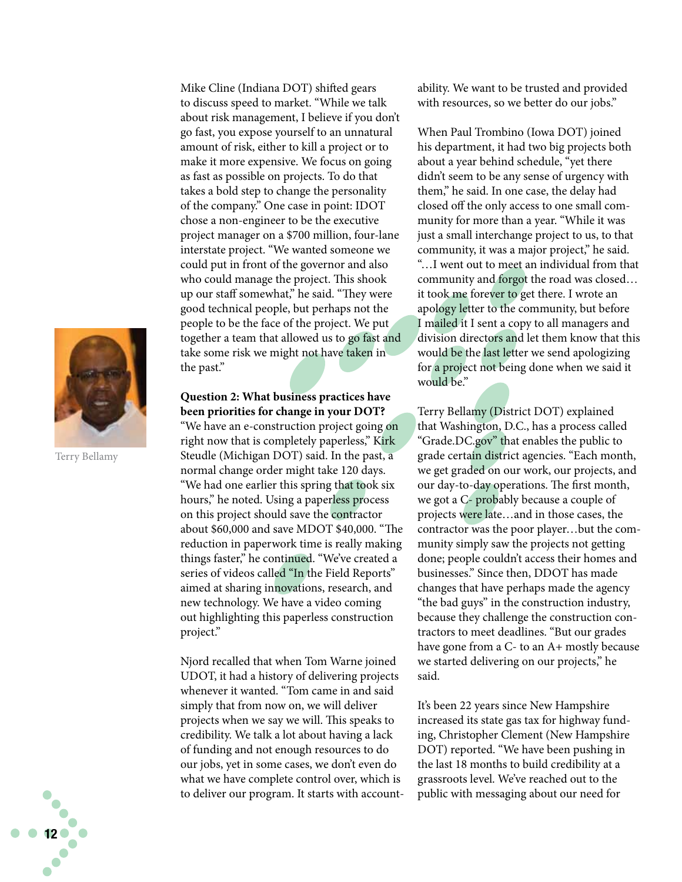Mike Cline (Indiana DOT) shifted gears to discuss speed to market. "While we talk about risk management, I believe if you don't go fast, you expose yourself to an unnatural amount of risk, either to kill a project or to make it more expensive. We focus on going as fast as possible on projects. To do that takes a bold step to change the personality of the company." One case in point: IDOT chose a non-engineer to be the executive project manager on a $700 million, four-lane interstate project. "We wanted someone we could put in front of the governor and also who could manage the project. This shook up our staff somewhat," he said. "They were good technical people, but perhaps not the people to be the face of the project. We put together a team that allowed us to go fast and take some risk we might not have taken in the past."

Terry Bellamy

**Question 2: What business practices have been priorities for change in your DOT?** "We have an e-construction project going on right now that is completely paperless," Kirk Steudle (Michigan DOT) said. In the past, a normal change order might take 120 days. "We had one earlier this spring that took six hours," he noted. Using a paperless process on this project should save the contractor about $60,000 and save MDOT $40,000. "The reduction in paperwork time is really making things faster," he continued. "We've created a series of videos called "In the Field Reports" aimed at sharing innovations, research, and new technology. We have a video coming out highlighting this paperless construction project."

Njord recalled that when Tom Warne joined UDOT, it had a history of delivering projects whenever it wanted. "Tom came in and said simply that from now on, we will deliver projects when we say we will. This speaks to credibility. We talk a lot about having a lack of funding and not enough resources to do our jobs, yet in some cases, we don't even do what we have complete control over, which is to deliver our program. It starts with accountability. We want to be trusted and provided with resources, so we better do our jobs."

When Paul Trombino (Iowa DOT) joined his department, it had two big projects both about a year behind schedule, "yet there didn't seem to be any sense of urgency with them," he said. In one case, the delay had closed off the only access to one small community for more than a year. "While it was just a small interchange project to us, to that community, it was a major project," he said. "…I went out to meet an individual from that community and forgot the road was closed…it took me forever to get there. I wrote an apology letter to the community, but before I mailed it I sent a copy to all managers and division directors and let them know that this would be the last letter we send apologizing for a project not being done when we said it would be."

Terry Bellamy (District DOT) explained that Washington, D.C., has a process called "Grade.DC.gov" that enables the public to grade certain district agencies. "Each month, we get graded on our work, our projects, and our day-to-day operations. The first month, we got a C- probably because a couple of projects were late…and in those cases, the contractor was the poor player…but the community simply saw the projects not getting done; people couldn't access their homes and businesses." Since then, DDOT has made changes that have perhaps made the agency "the bad guys" in the construction industry, because they challenge the construction contractors to meet deadlines. "But our grades have gone from a C- to an A+ mostly because we started delivering on our projects," he said.

It's been 22 years since New Hampshire increased its state gas tax for highway funding, Christopher Clement (New Hampshire DOT) reported. "We have been pushing in the last 18 months to build credibility at a grassroots level. We've reached out to the public with messaging about our need for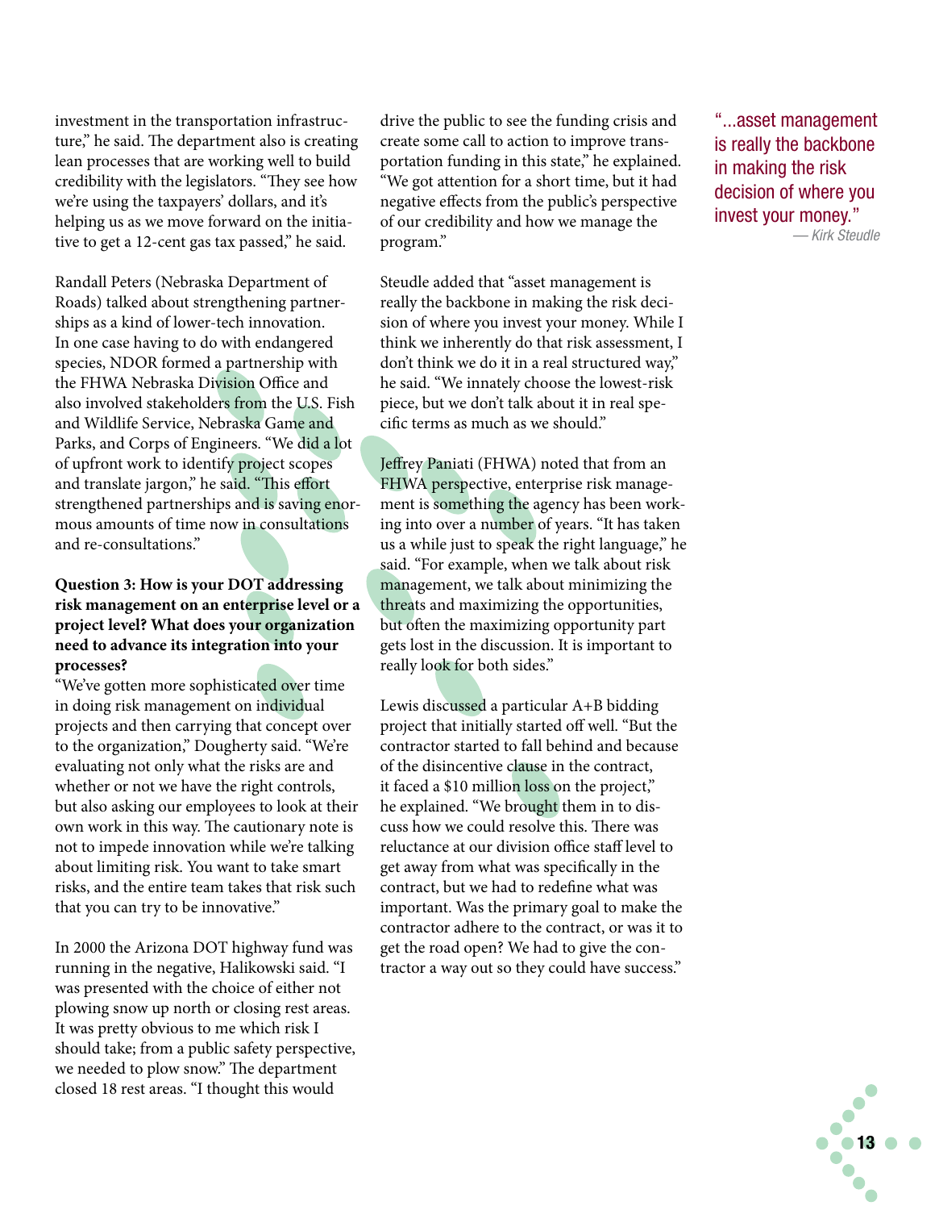investment in the transportation infrastructure," he said. The department also is creating lean processes that are working well to build credibility with the legislators. "They see how we're using the taxpayers' dollars, and it's helping us as we move forward on the initiative to get a 12-cent gas tax passed," he said.

Randall Peters (Nebraska Department of Roads) talked about strengthening partnerships as a kind of lower-tech innovation. In one case having to do with endangered species, NDOR formed a partnership with the FHWA Nebraska Division Office and also involved stakeholders from the U.S. Fish and Wildlife Service, Nebraska Game and Parks, and Corps of Engineers. "We did a lot of upfront work to identify project scopes and translate jargon," he said. "This effort strengthened partnerships and is saving enormous amounts of time now in consultations and re-consultations."

**Question 3: How is your DOT addressing risk management on an enterprise level or a project level? What does your organization need to advance its integration into your processes?**

"We've gotten more sophisticated over time in doing risk management on individual projects and then carrying that concept over to the organization," Dougherty said. "We're evaluating not only what the risks are and whether or not we have the right controls, but also asking our employees to look at their own work in this way. The cautionary note is not to impede innovation while we're talking about limiting risk. You want to take smart risks, and the entire team takes that risk such that you can try to be innovative."

In 2000 the Arizona DOT highway fund was running in the negative, Halikowski said. "I was presented with the choice of either not plowing snow up north or closing rest areas. It was pretty obvious to me which risk I should take; from a public safety perspective, we needed to plow snow." The department closed 18 rest areas. "I thought this would drive the public to see the funding crisis and create some call to action to improve transportation funding in this state," he explained. "We got attention for a short time, but it had negative effects from the public's perspective of our credibility and how we manage the program."

Steudle added that "asset management is really the backbone in making the risk decision of where you invest your money. While I think we inherently do that risk assessment, I don't think we do it in a real structured way," he said. "We innately choose the lowest-risk piece, but we don't talk about it in real specific terms as much as we should."

Jeffrey Paniati (FHWA) noted that from an FHWA perspective, enterprise risk management is something the agency has been working into over a number of years. "It has taken us a while just to speak the right language," he said. "For example, when we talk about risk management, we talk about minimizing the threats and maximizing the opportunities, but often the maximizing opportunity part gets lost in the discussion. It is important to really look for both sides."

Lewis discussed a particular A+B bidding project that initially started off well. "But the contractor started to fall behind and because of the disincentive clause in the contract, it faced a $10 million loss on the project," he explained. "We brought them in to discuss how we could resolve this. There was reluctance at our division office staff level to get away from what was specifically in the contract, but we had to redefine what was important. Was the primary goal to make the contractor adhere to the contract, or was it to get the road open? We had to give the contractor a way out so they could have success."

"...asset management is really the backbone in making the risk decision of where you invest your money."
*— Kirk Steudle*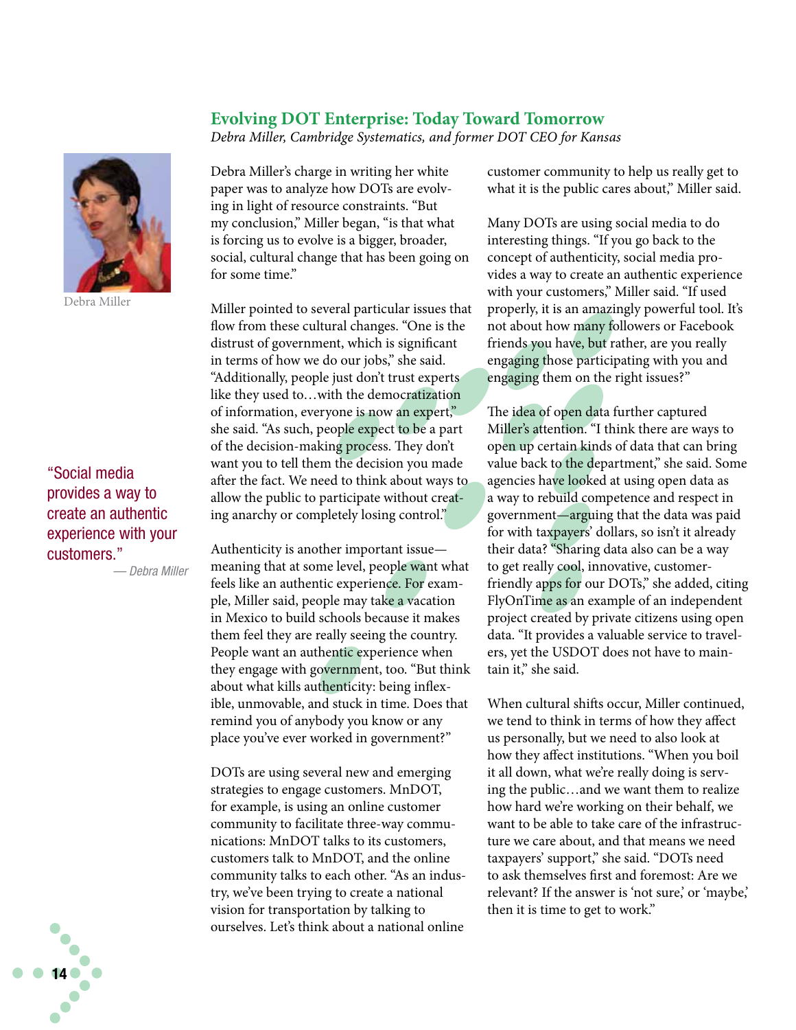## Evolving DOT Enterprise: Today Toward Tomorrow

*Debra Miller, Cambridge Systematics, and former DOT CEO for Kansas*

Debra Miller

"Social media provides a way to create an authentic experience with your customers."
— *Debra Miller*

Debra Miller's charge in writing her white paper was to analyze how DOTs are evolving in light of resource constraints. "But my conclusion," Miller began, "is that what is forcing us to evolve is a bigger, broader, social, cultural change that has been going on for some time."

Miller pointed to several particular issues that flow from these cultural changes. "One is the distrust of government, which is significant in terms of how we do our jobs," she said. "Additionally, people just don't trust experts like they used to…with the democratization of information, everyone is now an expert," she said. "As such, people expect to be a part of the decision-making process. They don't want you to tell them the decision you made after the fact. We need to think about ways to allow the public to participate without creating anarchy or completely losing control."

Authenticity is another important issue—meaning that at some level, people want what feels like an authentic experience. For example, Miller said, people may take a vacation in Mexico to build schools because it makes them feel they are really seeing the country. People want an authentic experience when they engage with government, too. "But think about what kills authenticity: being inflexible, unmovable, and stuck in time. Does that remind you of anybody you know or any place you've ever worked in government?"

DOTs are using several new and emerging strategies to engage customers. MnDOT, for example, is using an online customer community to facilitate three-way communications: MnDOT talks to its customers, customers talk to MnDOT, and the online community talks to each other. "As an industry, we've been trying to create a national vision for transportation by talking to ourselves. Let's think about a national online customer community to help us really get to what it is the public cares about," Miller said.

Many DOTs are using social media to do interesting things. "If you go back to the concept of authenticity, social media provides a way to create an authentic experience with your customers," Miller said. "If used properly, it is an amazingly powerful tool. It's not about how many followers or Facebook friends you have, but rather, are you really engaging those participating with you and engaging them on the right issues?"

The idea of open data further captured Miller's attention. "I think there are ways to open up certain kinds of data that can bring value back to the department," she said. Some agencies have looked at using open data as a way to rebuild competence and respect in government—arguing that the data was paid for with taxpayers' dollars, so isn't it already their data? "Sharing data also can be a way to get really cool, innovative, customer-friendly apps for our DOTs," she added, citing FlyOnTime as an example of an independent project created by private citizens using open data. "It provides a valuable service to travelers, yet the USDOT does not have to maintain it," she said.

When cultural shifts occur, Miller continued, we tend to think in terms of how they affect us personally, but we need to also look at how they affect institutions. "When you boil it all down, what we're really doing is serving the public…and we want them to realize how hard we're working on their behalf, we want to be able to take care of the infrastructure we care about, and that means we need taxpayers' support," she said. "DOTs need to ask themselves first and foremost: Are we relevant? If the answer is 'not sure,' or 'maybe,' then it is time to get to work."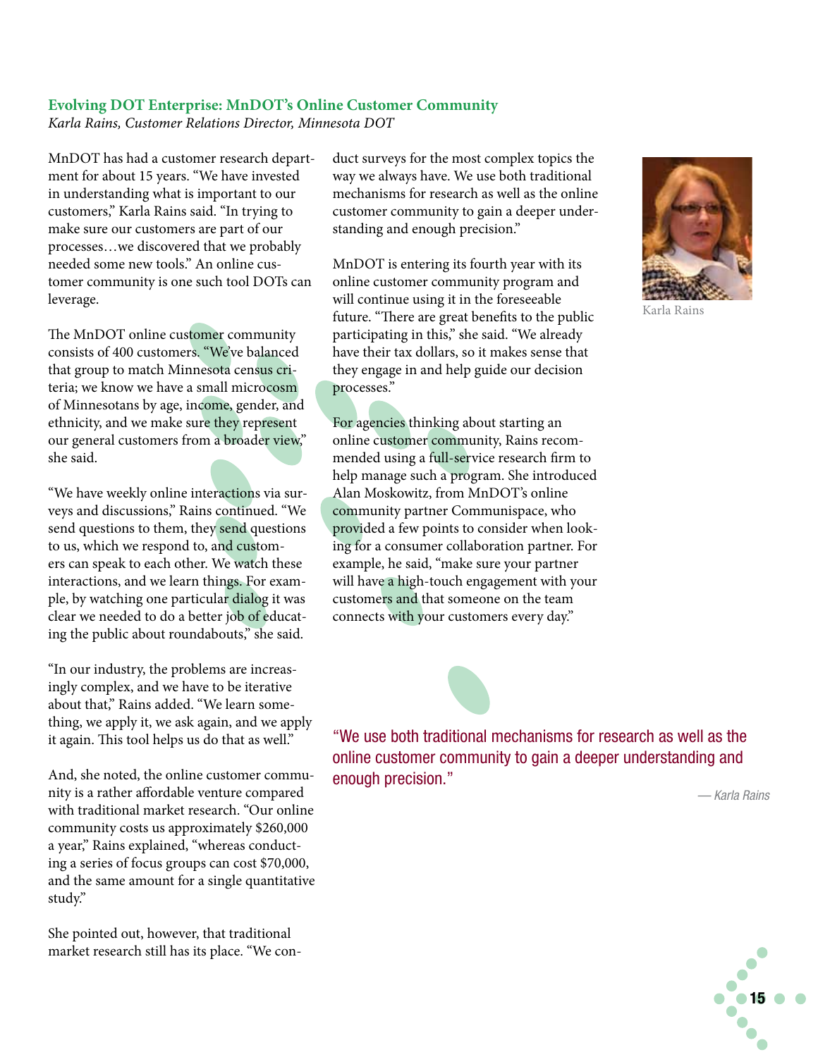### Evolving DOT Enterprise: MnDOT's Online Customer Community

*Karla Rains, Customer Relations Director, Minnesota DOT*

MnDOT has had a customer research department for about 15 years. "We have invested in understanding what is important to our customers," Karla Rains said. "In trying to make sure our customers are part of our processes…we discovered that we probably needed some new tools." An online customer community is one such tool DOTs can leverage.

The MnDOT online customer community consists of 400 customers. "We've balanced that group to match Minnesota census criteria; we know we have a small microcosm of Minnesotans by age, income, gender, and ethnicity, and we make sure they represent our general customers from a broader view," she said.

"We have weekly online interactions via surveys and discussions," Rains continued. "We send questions to them, they send questions to us, which we respond to, and customers can speak to each other. We watch these interactions, and we learn things. For example, by watching one particular dialog it was clear we needed to do a better job of educating the public about roundabouts," she said.

"In our industry, the problems are increasingly complex, and we have to be iterative about that," Rains added. "We learn something, we apply it, we ask again, and we apply it again. This tool helps us do that as well."

And, she noted, the online customer community is a rather affordable venture compared with traditional market research. "Our online community costs us approximately $260,000 a year," Rains explained, "whereas conducting a series of focus groups can cost $70,000, and the same amount for a single quantitative study."

She pointed out, however, that traditional market research still has its place. "We conduct surveys for the most complex topics the way we always have. We use both traditional mechanisms for research as well as the online customer community to gain a deeper understanding and enough precision."

MnDOT is entering its fourth year with its online customer community program and will continue using it in the foreseeable future. "There are great benefits to the public participating in this," she said. "We already have their tax dollars, so it makes sense that they engage in and help guide our decision processes."

For agencies thinking about starting an online customer community, Rains recommended using a full-service research firm to help manage such a program. She introduced Alan Moskowitz, from MnDOT's online community partner Communispace, who provided a few points to consider when looking for a consumer collaboration partner. For example, he said, "make sure your partner will have a high-touch engagement with your customers and that someone on the team connects with your customers every day."

Karla Rains

> "We use both traditional mechanisms for research as well as the online customer community to gain a deeper understanding and enough precision."
>
> — *Karla Rains*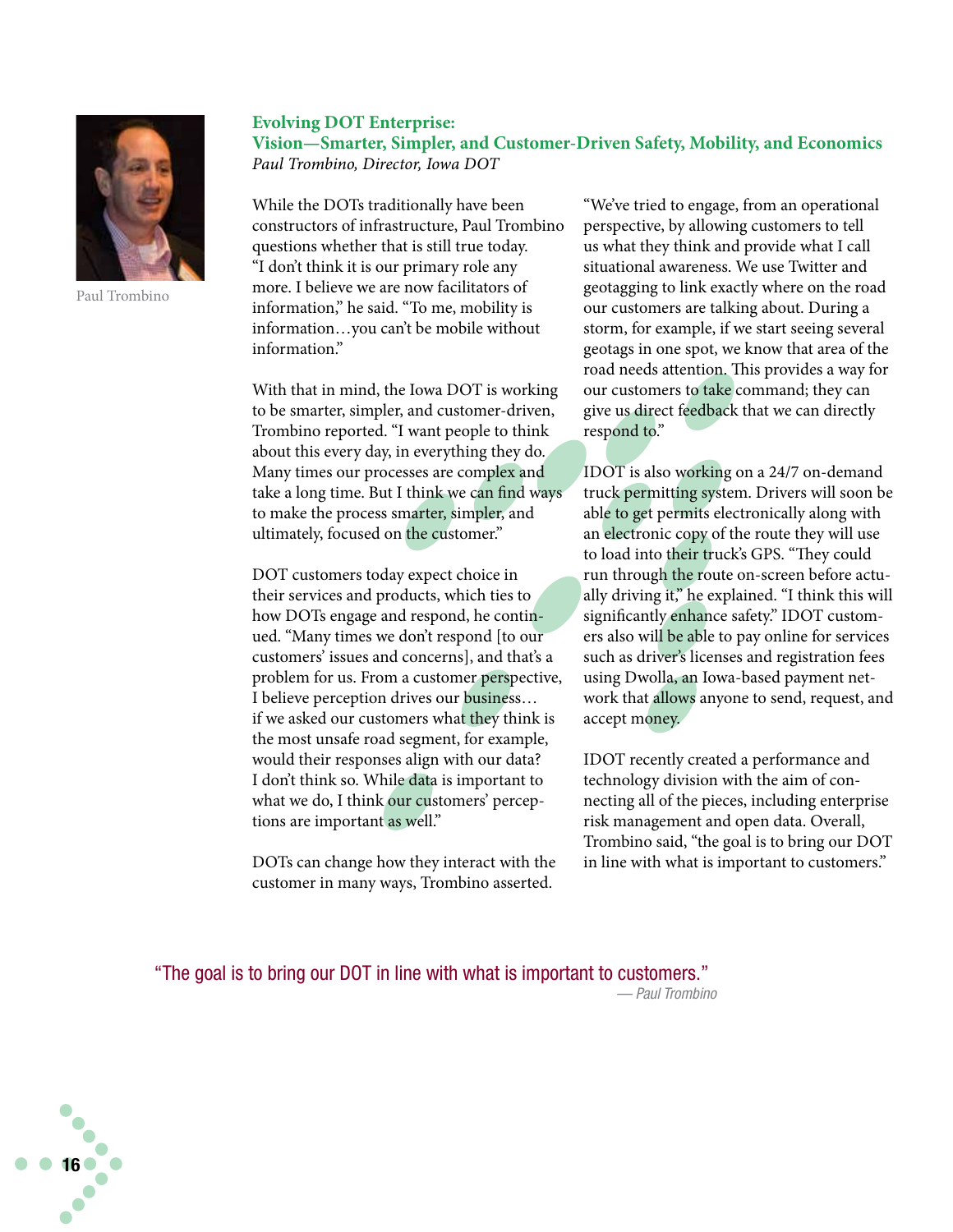## Evolving DOT Enterprise: Vision—Smarter, Simpler, and Customer-Driven Safety, Mobility, and Economics

*Paul Trombino, Director, Iowa DOT*

Paul Trombino

While the DOTs traditionally have been constructors of infrastructure, Paul Trombino questions whether that is still true today. "I don't think it is our primary role any more. I believe we are now facilitators of information," he said. "To me, mobility is information…you can't be mobile without information."

With that in mind, the Iowa DOT is working to be smarter, simpler, and customer-driven, Trombino reported. "I want people to think about this every day, in everything they do. Many times our processes are complex and take a long time. But I think we can find ways to make the process smarter, simpler, and ultimately, focused on the customer."

DOT customers today expect choice in their services and products, which ties to how DOTs engage and respond, he continued. "Many times we don't respond [to our customers' issues and concerns], and that's a problem for us. From a customer perspective, I believe perception drives our business… if we asked our customers what they think is the most unsafe road segment, for example, would their responses align with our data? I don't think so. While data is important to what we do, I think our customers' perceptions are important as well."

DOTs can change how they interact with the customer in many ways, Trombino asserted. "We've tried to engage, from an operational perspective, by allowing customers to tell us what they think and provide what I call situational awareness. We use Twitter and geotagging to link exactly where on the road our customers are talking about. During a storm, for example, if we start seeing several geotags in one spot, we know that area of the road needs attention. This provides a way for our customers to take command; they can give us direct feedback that we can directly respond to."

IDOT is also working on a 24/7 on-demand truck permitting system. Drivers will soon be able to get permits electronically along with an electronic copy of the route they will use to load into their truck's GPS. "They could run through the route on-screen before actually driving it," he explained. "I think this will significantly enhance safety." IDOT customers also will be able to pay online for services such as driver's licenses and registration fees using Dwolla, an Iowa-based payment network that allows anyone to send, request, and accept money.

IDOT recently created a performance and technology division with the aim of connecting all of the pieces, including enterprise risk management and open data. Overall, Trombino said, "the goal is to bring our DOT in line with what is important to customers."

"The goal is to bring our DOT in line with what is important to customers."
*— Paul Trombino*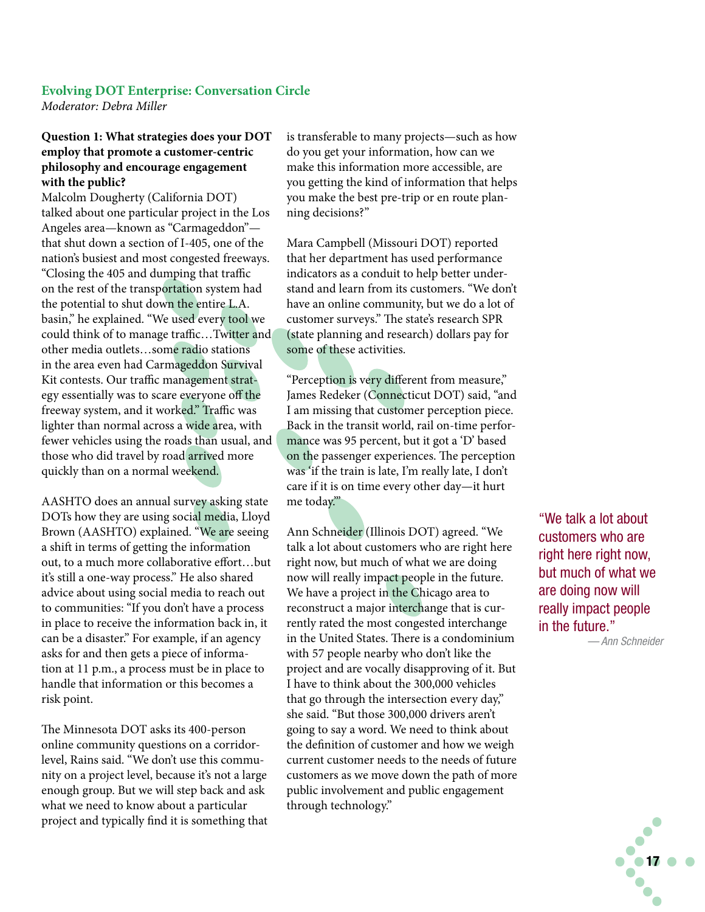## Evolving DOT Enterprise: Conversation Circle

*Moderator: Debra Miller*

**Question 1: What strategies does your DOT employ that promote a customer-centric philosophy and encourage engagement with the public?**

Malcolm Dougherty (California DOT) talked about one particular project in the Los Angeles area—known as "Carmageddon"—that shut down a section of I-405, one of the nation's busiest and most congested freeways. "Closing the 405 and dumping that traffic on the rest of the transportation system had the potential to shut down the entire L.A. basin," he explained. "We used every tool we could think of to manage traffic…Twitter and other media outlets…some radio stations in the area even had Carmageddon Survival Kit contests. Our traffic management strategy essentially was to scare everyone off the freeway system, and it worked." Traffic was lighter than normal across a wide area, with fewer vehicles using the roads than usual, and those who did travel by road arrived more quickly than on a normal weekend.

AASHTO does an annual survey asking state DOTs how they are using social media, Lloyd Brown (AASHTO) explained. "We are seeing a shift in terms of getting the information out, to a much more collaborative effort…but it's still a one-way process." He also shared advice about using social media to reach out to communities: "If you don't have a process in place to receive the information back in, it can be a disaster." For example, if an agency asks for and then gets a piece of information at 11 p.m., a process must be in place to handle that information or this becomes a risk point.

The Minnesota DOT asks its 400-person online community questions on a corridor-level, Rains said. "We don't use this community on a project level, because it's not a large enough group. But we will step back and ask what we need to know about a particular project and typically find it is something that is transferable to many projects—such as how do you get your information, how can we make this information more accessible, are you getting the kind of information that helps you make the best pre-trip or en route planning decisions?"

Mara Campbell (Missouri DOT) reported that her department has used performance indicators as a conduit to help better understand and learn from its customers. "We don't have an online community, but we do a lot of customer surveys." The state's research SPR (state planning and research) dollars pay for some of these activities.

"Perception is very different from measure," James Redeker (Connecticut DOT) said, "and I am missing that customer perception piece. Back in the transit world, rail on-time performance was 95 percent, but it got a 'D' based on the passenger experiences. The perception was 'if the train is late, I'm really late, I don't care if it is on time every other day—it hurt me today.'"

Ann Schneider (Illinois DOT) agreed. "We talk a lot about customers who are right here right now, but much of what we are doing now will really impact people in the future. We have a project in the Chicago area to reconstruct a major interchange that is currently rated the most congested interchange in the United States. There is a condominium with 57 people nearby who don't like the project and are vocally disapproving of it. But I have to think about the 300,000 vehicles that go through the intersection every day," she said. "But those 300,000 drivers aren't going to say a word. We need to think about the definition of customer and how we weigh current customer needs to the needs of future customers as we move down the path of more public involvement and public engagement through technology."

> "We talk a lot about customers who are right here right now, but much of what we are doing now will really impact people in the future."
>
> —Ann Schneider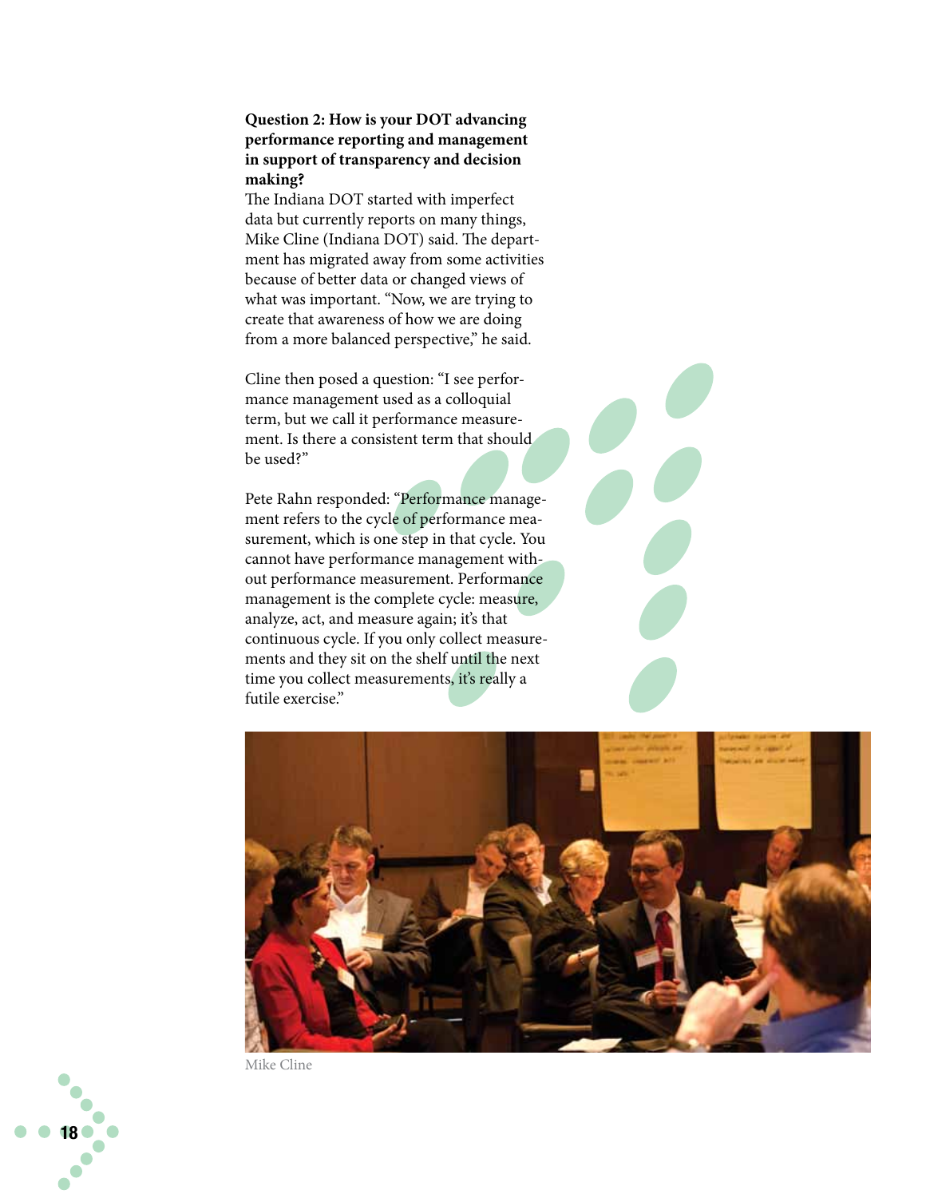**Question 2: How is your DOT advancing performance reporting and management in support of transparency and decision making?**

The Indiana DOT started with imperfect data but currently reports on many things, Mike Cline (Indiana DOT) said. The department has migrated away from some activities because of better data or changed views of what was important. “Now, we are trying to create that awareness of how we are doing from a more balanced perspective,” he said.

Cline then posed a question: “I see performance management used as a colloquial term, but we call it performance measurement. Is there a consistent term that should be used?”

Pete Rahn responded: “Performance management refers to the cycle of performance measurement, which is one step in that cycle. You cannot have performance management without performance measurement. Performance management is the complete cycle: measure, analyze, act, and measure again; it’s that continuous cycle. If you only collect measurements and they sit on the shelf until the next time you collect measurements, it’s really a futile exercise.”

Mike Cline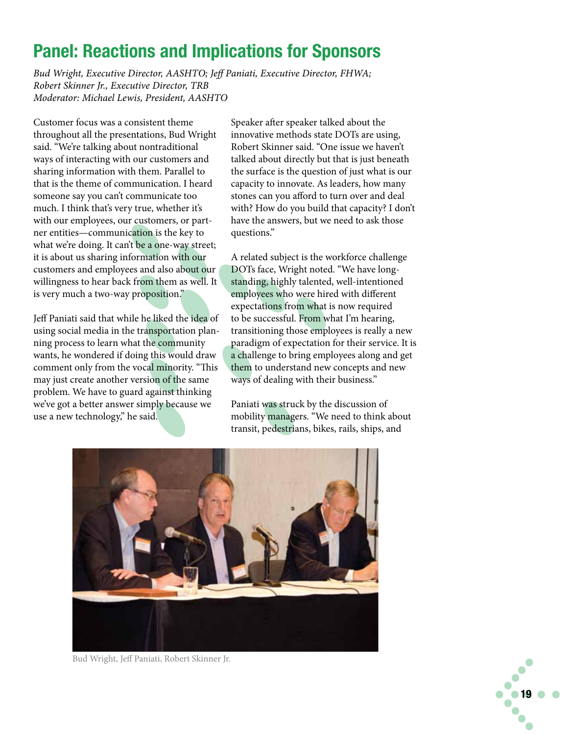## Panel: Reactions and Implications for Sponsors

*Bud Wright, Executive Director, AASHTO; Jeff Paniati, Executive Director, FHWA; Robert Skinner Jr., Executive Director, TRB*
*Moderator: Michael Lewis, President, AASHTO*

Customer focus was a consistent theme throughout all the presentations, Bud Wright said. "We're talking about nontraditional ways of interacting with our customers and sharing information with them. Parallel to that is the theme of communication. I heard someone say you can't communicate too much. I think that's very true, whether it's with our employees, our customers, or partner entities—communication is the key to what we're doing. It can't be a one-way street; it is about us sharing information with our customers and employees and also about our willingness to hear back from them as well. It is very much a two-way proposition."

Jeff Paniati said that while he liked the idea of using social media in the transportation planning process to learn what the community wants, he wondered if doing this would draw comment only from the vocal minority. "This may just create another version of the same problem. We have to guard against thinking we've got a better answer simply because we use a new technology," he said.

Speaker after speaker talked about the innovative methods state DOTs are using, Robert Skinner said. "One issue we haven't talked about directly but that is just beneath the surface is the question of just what is our capacity to innovate. As leaders, how many stones can you afford to turn over and deal with? How do you build that capacity? I don't have the answers, but we need to ask those questions."

A related subject is the workforce challenge DOTs face, Wright noted. "We have long-standing, highly talented, well-intentioned employees who were hired with different expectations from what is now required to be successful. From what I'm hearing, transitioning those employees is really a new paradigm of expectation for their service. It is a challenge to bring employees along and get them to understand new concepts and new ways of dealing with their business."

Paniati was struck by the discussion of mobility managers. "We need to think about transit, pedestrians, bikes, rails, ships, and

Bud Wright, Jeff Paniati, Robert Skinner Jr.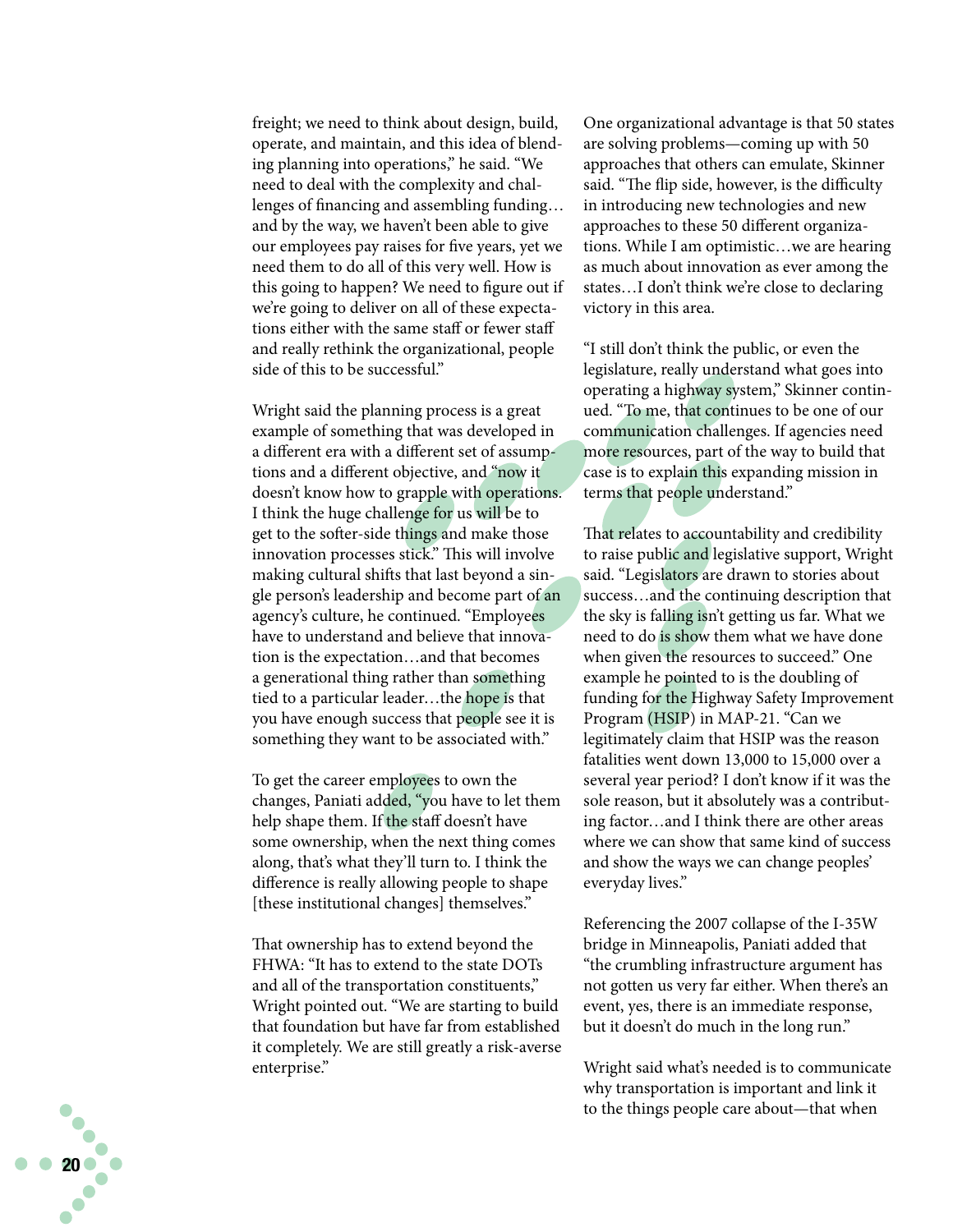freight; we need to think about design, build, operate, and maintain, and this idea of blending planning into operations," he said. "We need to deal with the complexity and challenges of financing and assembling funding… and by the way, we haven't been able to give our employees pay raises for five years, yet we need them to do all of this very well. How is this going to happen? We need to figure out if we're going to deliver on all of these expectations either with the same staff or fewer staff and really rethink the organizational, people side of this to be successful."

Wright said the planning process is a great example of something that was developed in a different era with a different set of assumptions and a different objective, and "now it doesn't know how to grapple with operations. I think the huge challenge for us will be to get to the softer-side things and make those innovation processes stick." This will involve making cultural shifts that last beyond a single person's leadership and become part of an agency's culture, he continued. "Employees have to understand and believe that innovation is the expectation…and that becomes a generational thing rather than something tied to a particular leader…the hope is that you have enough success that people see it is something they want to be associated with."

To get the career employees to own the changes, Paniati added, "you have to let them help shape them. If the staff doesn't have some ownership, when the next thing comes along, that's what they'll turn to. I think the difference is really allowing people to shape [these institutional changes] themselves."

That ownership has to extend beyond the FHWA: "It has to extend to the state DOTs and all of the transportation constituents," Wright pointed out. "We are starting to build that foundation but have far from established it completely. We are still greatly a risk-averse enterprise."

One organizational advantage is that 50 states are solving problems—coming up with 50 approaches that others can emulate, Skinner said. "The flip side, however, is the difficulty in introducing new technologies and new approaches to these 50 different organizations. While I am optimistic…we are hearing as much about innovation as ever among the states…I don't think we're close to declaring victory in this area.

"I still don't think the public, or even the legislature, really understand what goes into operating a highway system," Skinner continued. "To me, that continues to be one of our communication challenges. If agencies need more resources, part of the way to build that case is to explain this expanding mission in terms that people understand."

That relates to accountability and credibility to raise public and legislative support, Wright said. "Legislators are drawn to stories about success…and the continuing description that the sky is falling isn't getting us far. What we need to do is show them what we have done when given the resources to succeed." One example he pointed to is the doubling of funding for the Highway Safety Improvement Program (HSIP) in MAP-21. "Can we legitimately claim that HSIP was the reason fatalities went down 13,000 to 15,000 over a several year period? I don't know if it was the sole reason, but it absolutely was a contributing factor…and I think there are other areas where we can show that same kind of success and show the ways we can change peoples' everyday lives."

Referencing the 2007 collapse of the I-35W bridge in Minneapolis, Paniati added that "the crumbling infrastructure argument has not gotten us very far either. When there's an event, yes, there is an immediate response, but it doesn't do much in the long run."

Wright said what's needed is to communicate why transportation is important and link it to the things people care about—that when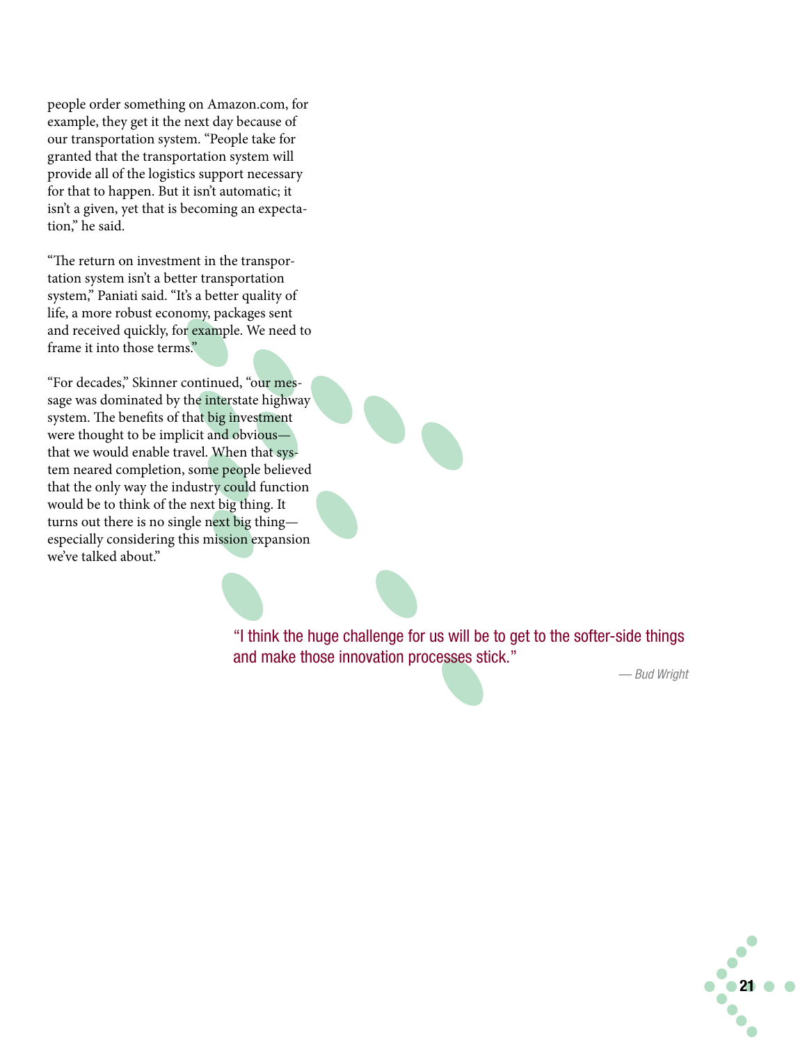people order something on Amazon.com, for example, they get it the next day because of our transportation system. "People take for granted that the transportation system will provide all of the logistics support necessary for that to happen. But it isn't automatic; it isn't a given, yet that is becoming an expectation," he said.

"The return on investment in the transportation system isn't a better transportation system," Paniati said. "It's a better quality of life, a more robust economy, packages sent and received quickly, for example. We need to frame it into those terms."

"For decades," Skinner continued, "our message was dominated by the interstate highway system. The benefits of that big investment were thought to be implicit and obvious—that we would enable travel. When that system neared completion, some people believed that the only way the industry could function would be to think of the next big thing. It turns out there is no single next big thing—especially considering this mission expansion we've talked about."

> "I think the huge challenge for us will be to get to the softer-side things and make those innovation processes stick."
>
> *— Bud Wright*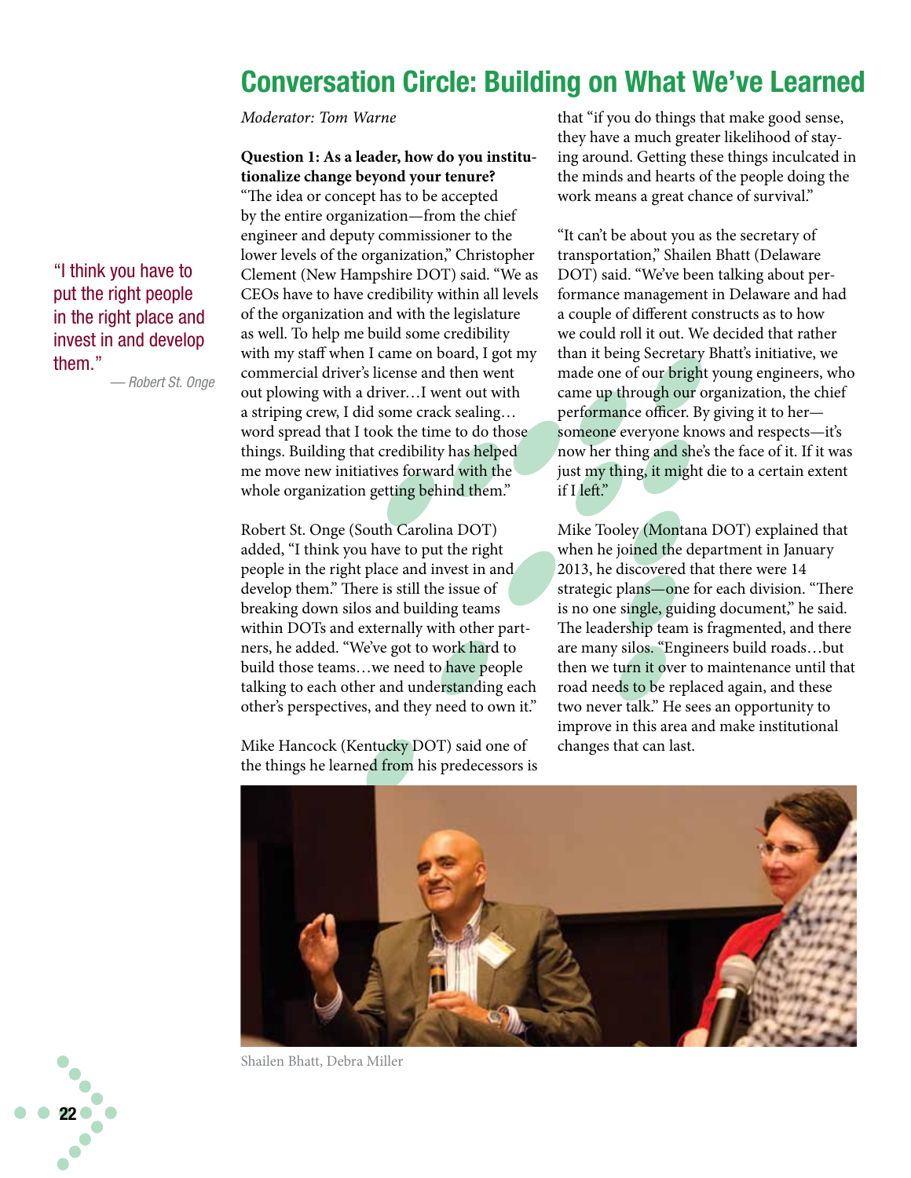# Conversation Circle: Building on What We've Learned

*Moderator: Tom Warne*

**Question 1: As a leader, how do you institutionalize change beyond your tenure?**

"The idea or concept has to be accepted by the entire organization—from the chief engineer and deputy commissioner to the lower levels of the organization," Christopher Clement (New Hampshire DOT) said. "We as CEOs have to have credibility within all levels of the organization and with the legislature as well. To help me build some credibility with my staff when I came on board, I got my commercial driver's license and then went out plowing with a driver…I went out with a striping crew, I did some crack sealing… word spread that I took the time to do those things. Building that credibility has helped me move new initiatives forward with the whole organization getting behind them."

> "I think you have to put the right people in the right place and invest in and develop them."
>
> — Robert St. Onge

Robert St. Onge (South Carolina DOT) added, "I think you have to put the right people in the right place and invest in and develop them." There is still the issue of breaking down silos and building teams within DOTs and externally with other partners, he added. "We've got to work hard to build those teams…we need to have people talking to each other and understanding each other's perspectives, and they need to own it."

Mike Hancock (Kentucky DOT) said one of the things he learned from his predecessors is that "if you do things that make good sense, they have a much greater likelihood of staying around. Getting these things inculcated in the minds and hearts of the people doing the work means a great chance of survival."

"It can't be about you as the secretary of transportation," Shailen Bhatt (Delaware DOT) said. "We've been talking about performance management in Delaware and had a couple of different constructs as to how we could roll it out. We decided that rather than it being Secretary Bhatt's initiative, we made one of our bright young engineers, who came up through our organization, the chief performance officer. By giving it to her—someone everyone knows and respects—it's now her thing and she's the face of it. If it was just my thing, it might die to a certain extent if I left."

Mike Tooley (Montana DOT) explained that when he joined the department in January 2013, he discovered that there were 14 strategic plans—one for each division. "There is no one single, guiding document," he said. The leadership team is fragmented, and there are many silos. "Engineers build roads…but then we turn it over to maintenance until that road needs to be replaced again, and these two never talk." He sees an opportunity to improve in this area and make institutional changes that can last.

Shailen Bhatt, Debra Miller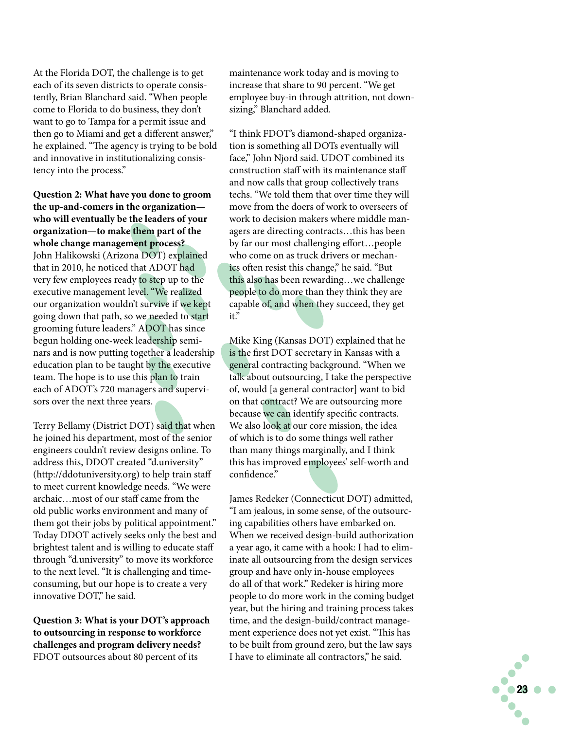At the Florida DOT, the challenge is to get each of its seven districts to operate consistently, Brian Blanchard said. "When people come to Florida to do business, they don't want to go to Tampa for a permit issue and then go to Miami and get a different answer," he explained. "The agency is trying to be bold and innovative in institutionalizing consistency into the process."

**Question 2: What have you done to groom the up-and-comers in the organization—who will eventually be the leaders of your organization—to make them part of the whole change management process?**
John Halikowski (Arizona DOT) explained that in 2010, he noticed that ADOT had very few employees ready to step up to the executive management level. "We realized our organization wouldn't survive if we kept going down that path, so we needed to start grooming future leaders." ADOT has since begun holding one-week leadership seminars and is now putting together a leadership education plan to be taught by the executive team. The hope is to use this plan to train each of ADOT's 720 managers and supervisors over the next three years.

Terry Bellamy (District DOT) said that when he joined his department, most of the senior engineers couldn't review designs online. To address this, DDOT created "d.university" (http://ddotuniversity.org) to help train staff to meet current knowledge needs. "We were archaic…most of our staff came from the old public works environment and many of them got their jobs by political appointment." Today DDOT actively seeks only the best and brightest talent and is willing to educate staff through "d.university" to move its workforce to the next level. "It is challenging and time-consuming, but our hope is to create a very innovative DOT," he said.

**Question 3: What is your DOT's approach to outsourcing in response to workforce challenges and program delivery needs?**
FDOT outsources about 80 percent of its maintenance work today and is moving to increase that share to 90 percent. "We get employee buy-in through attrition, not downsizing," Blanchard added.

"I think FDOT's diamond-shaped organization is something all DOTs eventually will face," John Njord said. UDOT combined its construction staff with its maintenance staff and now calls that group collectively trans techs. "We told them that over time they will move from the doers of work to overseers of work to decision makers where middle managers are directing contracts…this has been by far our most challenging effort…people who come on as truck drivers or mechanics often resist this change," he said. "But this also has been rewarding…we challenge people to do more than they think they are capable of, and when they succeed, they get it."

Mike King (Kansas DOT) explained that he is the first DOT secretary in Kansas with a general contracting background. "When we talk about outsourcing, I take the perspective of, would [a general contractor] want to bid on that contract? We are outsourcing more because we can identify specific contracts. We also look at our core mission, the idea of which is to do some things well rather than many things marginally, and I think this has improved employees' self-worth and confidence."

James Redeker (Connecticut DOT) admitted, "I am jealous, in some sense, of the outsourcing capabilities others have embarked on. When we received design-build authorization a year ago, it came with a hook: I had to eliminate all outsourcing from the design services group and have only in-house employees do all of that work." Redeker is hiring more people to do more work in the coming budget year, but the hiring and training process takes time, and the design-build/contract management experience does not yet exist. "This has to be built from ground zero, but the law says I have to eliminate all contractors," he said.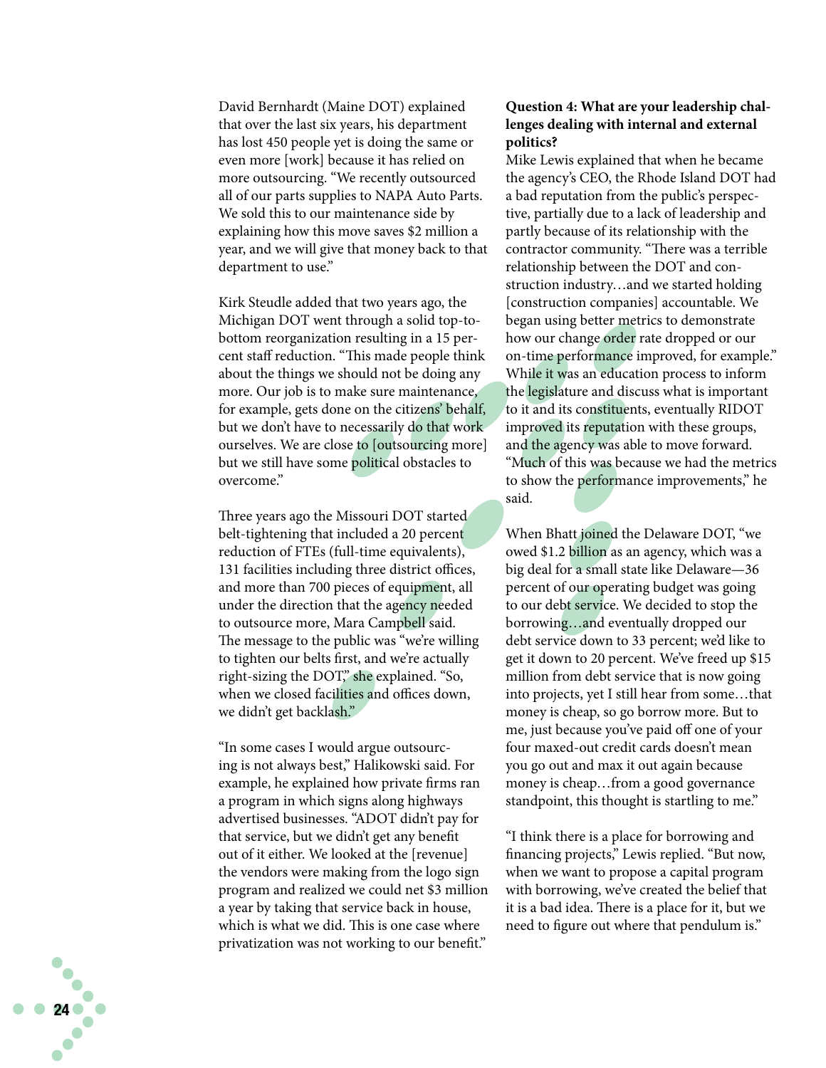David Bernhardt (Maine DOT) explained that over the last six years, his department has lost 450 people yet is doing the same or even more [work] because it has relied on more outsourcing. “We recently outsourced all of our parts supplies to NAPA Auto Parts. We sold this to our maintenance side by explaining how this move saves $2 million a year, and we will give that money back to that department to use.”

Kirk Steudle added that two years ago, the Michigan DOT went through a solid top-to-bottom reorganization resulting in a 15 percent staff reduction. “This made people think about the things we should not be doing any more. Our job is to make sure maintenance, for example, gets done on the citizens’ behalf, but we don’t have to necessarily do that work ourselves. We are close to [outsourcing more] but we still have some political obstacles to overcome.”

Three years ago the Missouri DOT started belt-tightening that included a 20 percent reduction of FTEs (full-time equivalents), 131 facilities including three district offices, and more than 700 pieces of equipment, all under the direction that the agency needed to outsource more, Mara Campbell said. The message to the public was “we’re willing to tighten our belts first, and we’re actually right-sizing the DOT,” she explained. “So, when we closed facilities and offices down, we didn’t get backlash.”

“In some cases I would argue outsourcing is not always best,” Halikowski said. For example, he explained how private firms ran a program in which signs along highways advertised businesses. “ADOT didn’t pay for that service, but we didn’t get any benefit out of it either. We looked at the [revenue] the vendors were making from the logo sign program and realized we could net $3 million a year by taking that service back in house, which is what we did. This is one case where privatization was not working to our benefit.”

**Question 4: What are your leadership challenges dealing with internal and external politics?**

Mike Lewis explained that when he became the agency’s CEO, the Rhode Island DOT had a bad reputation from the public’s perspective, partially due to a lack of leadership and partly because of its relationship with the contractor community. “There was a terrible relationship between the DOT and construction industry…and we started holding [construction companies] accountable. We began using better metrics to demonstrate how our change order rate dropped or our on-time performance improved, for example.” While it was an education process to inform the legislature and discuss what is important to it and its constituents, eventually RIDOT improved its reputation with these groups, and the agency was able to move forward. “Much of this was because we had the metrics to show the performance improvements,” he said.

When Bhatt joined the Delaware DOT, “we owed $1.2 billion as an agency, which was a big deal for a small state like Delaware—36 percent of our operating budget was going to our debt service. We decided to stop the borrowing…and eventually dropped our debt service down to 33 percent; we’d like to get it down to 20 percent. We’ve freed up $15 million from debt service that is now going into projects, yet I still hear from some…that money is cheap, so go borrow more. But to me, just because you’ve paid off one of your four maxed-out credit cards doesn’t mean you go out and max it out again because money is cheap…from a good governance standpoint, this thought is startling to me.”

“I think there is a place for borrowing and financing projects,” Lewis replied. “But now, when we want to propose a capital program with borrowing, we’ve created the belief that it is a bad idea. There is a place for it, but we need to figure out where that pendulum is.”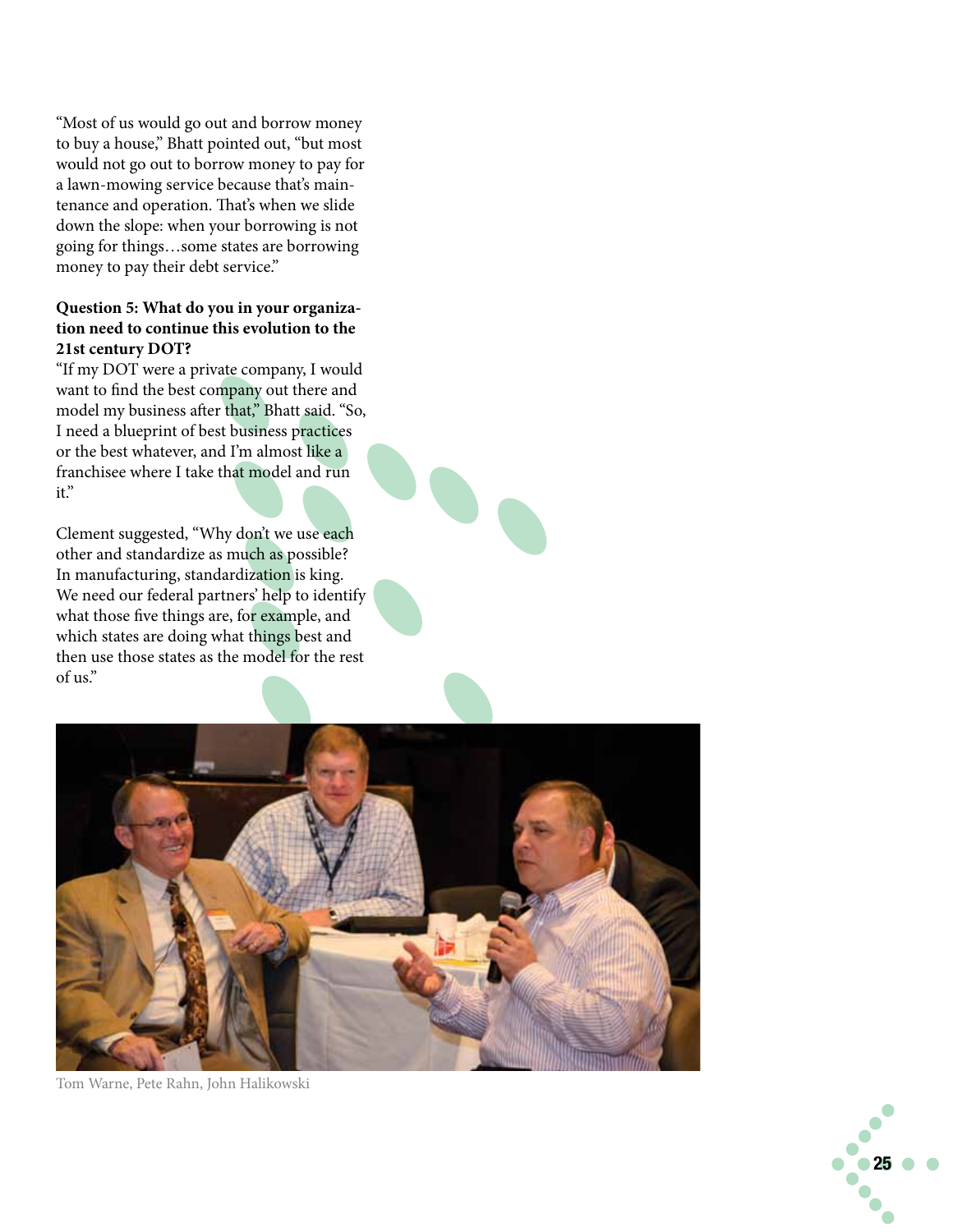"Most of us would go out and borrow money to buy a house," Bhatt pointed out, "but most would not go out to borrow money to pay for a lawn-mowing service because that's maintenance and operation. That's when we slide down the slope: when your borrowing is not going for things…some states are borrowing money to pay their debt service."

**Question 5: What do you in your organization need to continue this evolution to the 21st century DOT?**

"If my DOT were a private company, I would want to find the best company out there and model my business after that," Bhatt said. "So, I need a blueprint of best business practices or the best whatever, and I'm almost like a franchisee where I take that model and run it."

Clement suggested, "Why don't we use each other and standardize as much as possible? In manufacturing, standardization is king. We need our federal partners' help to identify what those five things are, for example, and which states are doing what things best and then use those states as the model for the rest of us."

Tom Warne, Pete Rahn, John Halikowski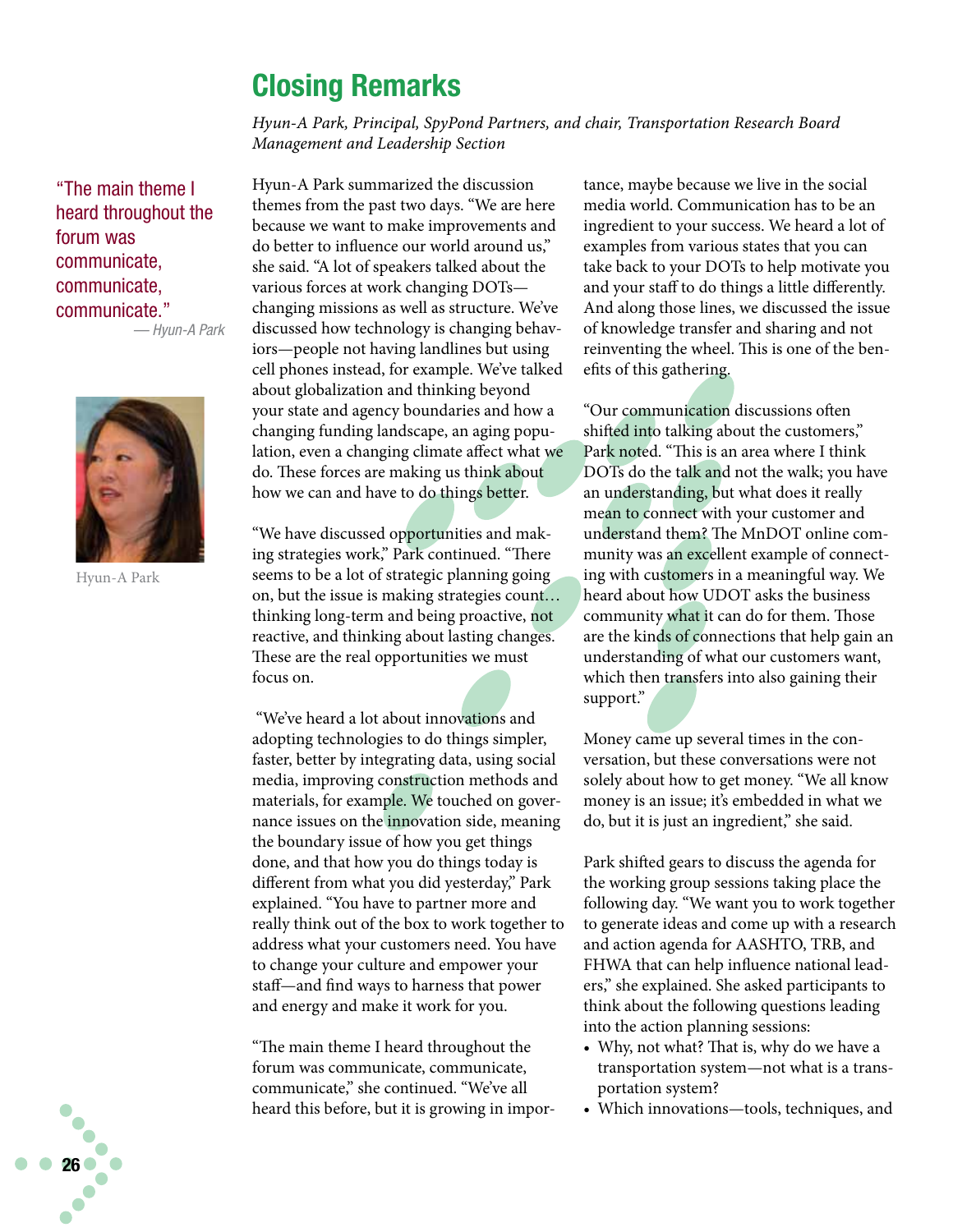# Closing Remarks

*Hyun-A Park, Principal, SpyPond Partners, and chair, Transportation Research Board Management and Leadership Section*

"The main theme I heard throughout the forum was communicate, communicate, communicate."
— Hyun-A Park

Hyun-A Park

Hyun-A Park summarized the discussion themes from the past two days. "We are here because we want to make improvements and do better to influence our world around us," she said. "A lot of speakers talked about the various forces at work changing DOTs—changing missions as well as structure. We've discussed how technology is changing behaviors—people not having landlines but using cell phones instead, for example. We've talked about globalization and thinking beyond your state and agency boundaries and how a changing funding landscape, an aging population, even a changing climate affect what we do. These forces are making us think about how we can and have to do things better.

"We have discussed opportunities and making strategies work," Park continued. "There seems to be a lot of strategic planning going on, but the issue is making strategies count… thinking long-term and being proactive, not reactive, and thinking about lasting changes. These are the real opportunities we must focus on.

"We've heard a lot about innovations and adopting technologies to do things simpler, faster, better by integrating data, using social media, improving construction methods and materials, for example. We touched on governance issues on the innovation side, meaning the boundary issue of how you get things done, and that how you do things today is different from what you did yesterday," Park explained. "You have to partner more and really think out of the box to work together to address what your customers need. You have to change your culture and empower your staff—and find ways to harness that power and energy and make it work for you.

"The main theme I heard throughout the forum was communicate, communicate, communicate," she continued. "We've all heard this before, but it is growing in importance, maybe because we live in the social media world. Communication has to be an ingredient to your success. We heard a lot of examples from various states that you can take back to your DOTs to help motivate you and your staff to do things a little differently. And along those lines, we discussed the issue of knowledge transfer and sharing and not reinventing the wheel. This is one of the benefits of this gathering.

"Our communication discussions often shifted into talking about the customers," Park noted. "This is an area where I think DOTs do the talk and not the walk; you have an understanding, but what does it really mean to connect with your customer and understand them? The MnDOT online community was an excellent example of connecting with customers in a meaningful way. We heard about how UDOT asks the business community what it can do for them. Those are the kinds of connections that help gain an understanding of what our customers want, which then transfers into also gaining their support."

Money came up several times in the conversation, but these conversations were not solely about how to get money. "We all know money is an issue; it's embedded in what we do, but it is just an ingredient," she said.

Park shifted gears to discuss the agenda for the working group sessions taking place the following day. "We want you to work together to generate ideas and come up with a research and action agenda for AASHTO, TRB, and FHWA that can help influence national leaders," she explained. She asked participants to think about the following questions leading into the action planning sessions:

- Why, not what? That is, why do we have a transportation system—not what is a transportation system?
- Which innovations—tools, techniques, and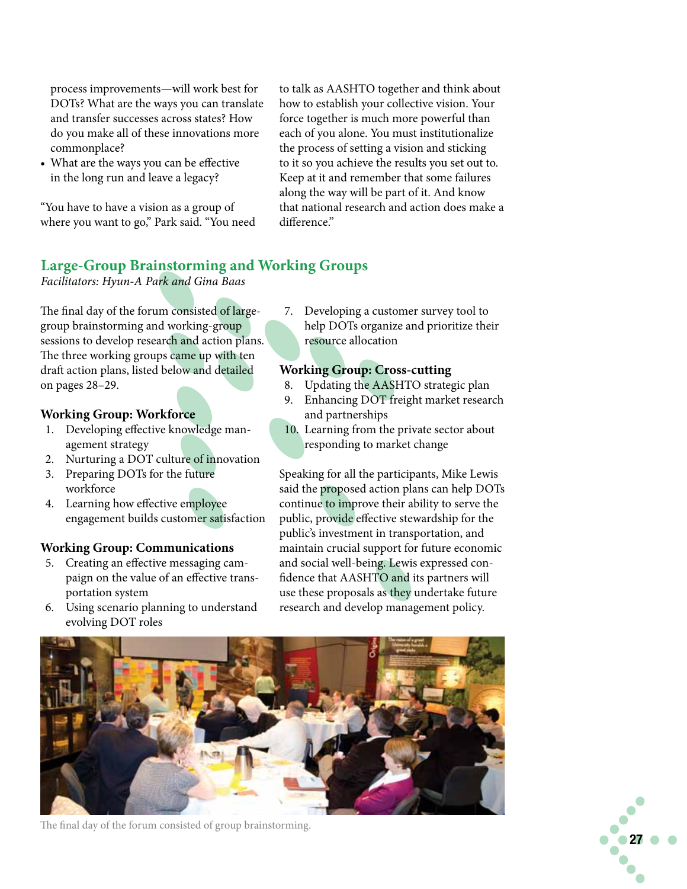process improvements—will work best for DOTs? What are the ways you can translate and transfer successes across states? How do you make all of these innovations more commonplace?

- What are the ways you can be effective in the long run and leave a legacy?

"You have to have a vision as a group of where you want to go," Park said. "You need to talk as AASHTO together and think about how to establish your collective vision. Your force together is much more powerful than each of you alone. You must institutionalize the process of setting a vision and sticking to it so you achieve the results you set out to. Keep at it and remember that some failures along the way will be part of it. And know that national research and action does make a difference."

## Large-Group Brainstorming and Working Groups

*Facilitators: Hyun-A Park and Gina Baas*

The final day of the forum consisted of large-group brainstorming and working-group sessions to develop research and action plans. The three working groups came up with ten draft action plans, listed below and detailed on pages 28–29.

**Working Group: Workforce**

1. Developing effective knowledge management strategy
2. Nurturing a DOT culture of innovation
3. Preparing DOTs for the future workforce
4. Learning how effective employee engagement builds customer satisfaction

**Working Group: Communications**

5. Creating an effective messaging campaign on the value of an effective transportation system
6. Using scenario planning to understand evolving DOT roles
7. Developing a customer survey tool to help DOTs organize and prioritize their resource allocation

**Working Group: Cross-cutting**

8. Updating the AASHTO strategic plan
9. Enhancing DOT freight market research and partnerships
10. Learning from the private sector about responding to market change

Speaking for all the participants, Mike Lewis said the proposed action plans can help DOTs continue to improve their ability to serve the public, provide effective stewardship for the public's investment in transportation, and maintain crucial support for future economic and social well-being. Lewis expressed confidence that AASHTO and its partners will use these proposals as they undertake future research and develop management policy.

The final day of the forum consisted of group brainstorming.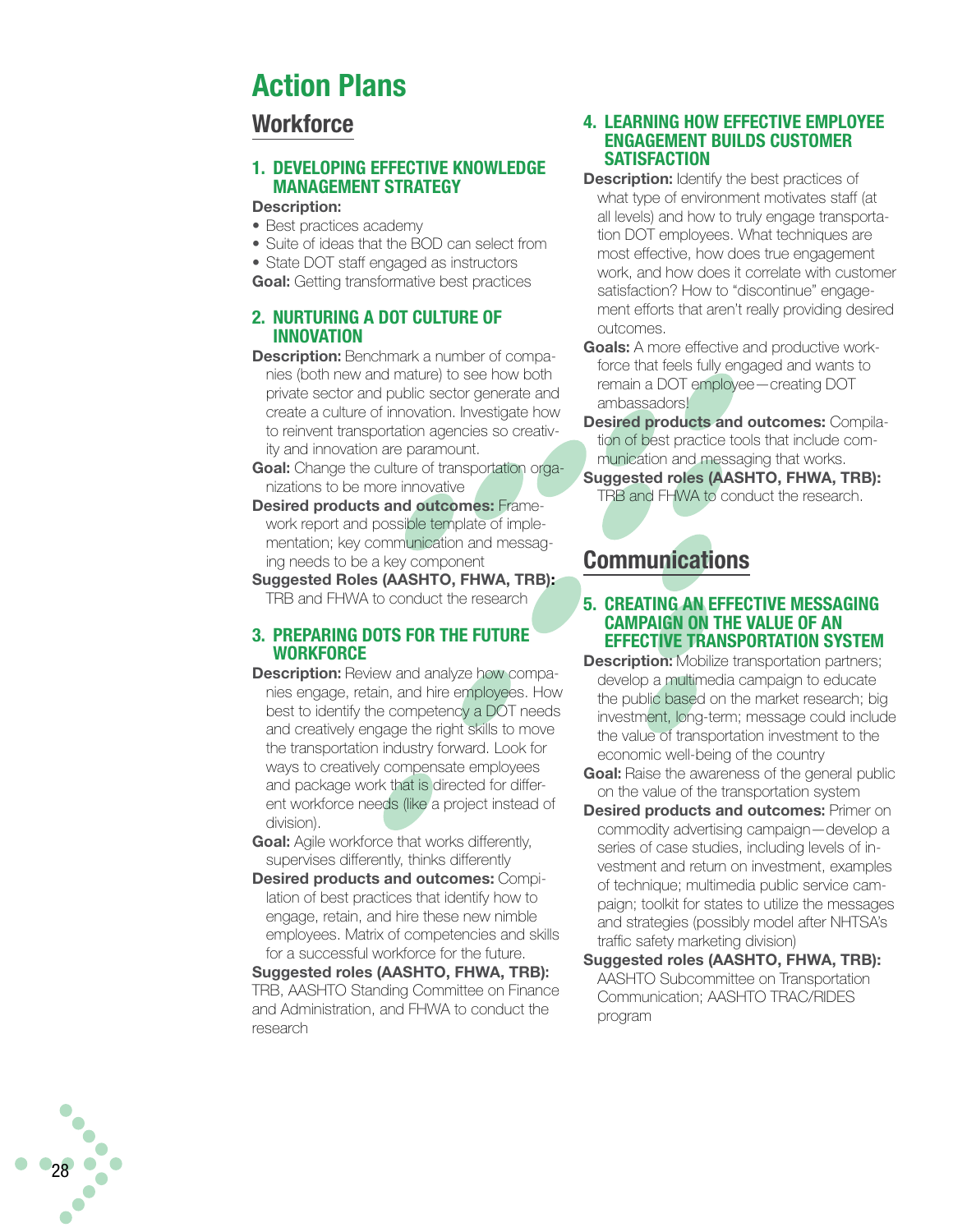# Action Plans

## Workforce

### 1. DEVELOPING EFFECTIVE KNOWLEDGE MANAGEMENT STRATEGY

**Description:**

- Best practices academy
- Suite of ideas that the BOD can select from
- State DOT staff engaged as instructors

**Goal:** Getting transformative best practices

### 2. NURTURING A DOT CULTURE OF INNOVATION

**Description:** Benchmark a number of companies (both new and mature) to see how both private sector and public sector generate and create a culture of innovation. Investigate how to reinvent transportation agencies so creativity and innovation are paramount.

**Goal:** Change the culture of transportation organizations to be more innovative

**Desired products and outcomes:** Framework report and possible template of implementation; key communication and messaging needs to be a key component

**Suggested Roles (AASHTO, FHWA, TRB):** TRB and FHWA to conduct the research

### 3. PREPARING DOTS FOR THE FUTURE WORKFORCE

**Description:** Review and analyze how companies engage, retain, and hire employees. How best to identify the competency a DOT needs and creatively engage the right skills to move the transportation industry forward. Look for ways to creatively compensate employees and package work that is directed for different workforce needs (like a project instead of division).

**Goal:** Agile workforce that works differently, supervises differently, thinks differently

**Desired products and outcomes:** Compilation of best practices that identify how to engage, retain, and hire these new nimble employees. Matrix of competencies and skills for a successful workforce for the future.

**Suggested roles (AASHTO, FHWA, TRB):** TRB, AASHTO Standing Committee on Finance and Administration, and FHWA to conduct the research

### 4. LEARNING HOW EFFECTIVE EMPLOYEE ENGAGEMENT BUILDS CUSTOMER SATISFACTION

**Description:** Identify the best practices of what type of environment motivates staff (at all levels) and how to truly engage transportation DOT employees. What techniques are most effective, how does true engagement work, and how does it correlate with customer satisfaction? How to "discontinue" engagement efforts that aren't really providing desired outcomes.

**Goals:** A more effective and productive workforce that feels fully engaged and wants to remain a DOT employee—creating DOT ambassadors!

**Desired products and outcomes:** Compilation of best practice tools that include communication and messaging that works.

**Suggested roles (AASHTO, FHWA, TRB):** TRB and FHWA to conduct the research.

## Communications

### 5. CREATING AN EFFECTIVE MESSAGING CAMPAIGN ON THE VALUE OF AN EFFECTIVE TRANSPORTATION SYSTEM

**Description:** Mobilize transportation partners; develop a multimedia campaign to educate the public based on the market research; big investment, long-term; message could include the value of transportation investment to the economic well-being of the country

**Goal:** Raise the awareness of the general public on the value of the transportation system

**Desired products and outcomes:** Primer on commodity advertising campaign—develop a series of case studies, including levels of investment and return on investment, examples of technique; multimedia public service campaign; toolkit for states to utilize the messages and strategies (possibly model after NHTSA's traffic safety marketing division)

**Suggested roles (AASHTO, FHWA, TRB):** AASHTO Subcommittee on Transportation Communication; AASHTO TRAC/RIDES program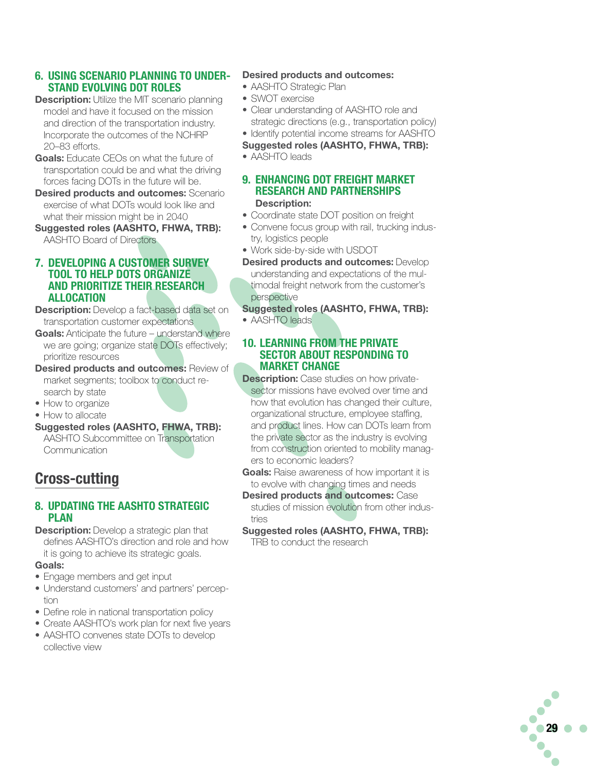### 6. USING SCENARIO PLANNING TO UNDERSTAND EVOLVING DOT ROLES

**Description:** Utilize the MIT scenario planning model and have it focused on the mission and direction of the transportation industry. Incorporate the outcomes of the NCHRP 20–83 efforts.

**Goals:** Educate CEOs on what the future of transportation could be and what the driving forces facing DOTs in the future will be.

**Desired products and outcomes:** Scenario exercise of what DOTs would look like and what their mission might be in 2040

**Suggested roles (AASHTO, FHWA, TRB):** AASHTO Board of Directors

### 7. DEVELOPING A CUSTOMER SURVEY TOOL TO HELP DOTS ORGANIZE AND PRIORITIZE THEIR RESEARCH ALLOCATION

**Description:** Develop a fact-based data set on transportation customer expectations

**Goals:** Anticipate the future – understand where we are going; organize state DOTs effectively; prioritize resources

**Desired products and outcomes:** Review of market segments; toolbox to conduct research by state

- How to organize
- How to allocate

**Suggested roles (AASHTO, FHWA, TRB):** AASHTO Subcommittee on Transportation Communication

## Cross-cutting

### 8. UPDATING THE AASHTO STRATEGIC PLAN

**Description:** Develop a strategic plan that defines AASHTO's direction and role and how it is going to achieve its strategic goals.

**Goals:**

- Engage members and get input
- Understand customers' and partners' perception
- Define role in national transportation policy
- Create AASHTO's work plan for next five years
- AASHTO convenes state DOTs to develop collective view

**Desired products and outcomes:**

- AASHTO Strategic Plan
- SWOT exercise
- Clear understanding of AASHTO role and strategic directions (e.g., transportation policy)
- Identify potential income streams for AASHTO

**Suggested roles (AASHTO, FHWA, TRB):**

- AASHTO leads

### 9. ENHANCING DOT FREIGHT MARKET RESEARCH AND PARTNERSHIPS

**Description:**

- Coordinate state DOT position on freight
- Convene focus group with rail, trucking industry, logistics people
- Work side-by-side with USDOT

**Desired products and outcomes:** Develop understanding and expectations of the multimodal freight network from the customer's perspective

**Suggested roles (AASHTO, FHWA, TRB):**

- AASHTO leads

### 10. LEARNING FROM THE PRIVATE SECTOR ABOUT RESPONDING TO MARKET CHANGE

**Description:** Case studies on how private-sector missions have evolved over time and how that evolution has changed their culture, organizational structure, employee staffing, and product lines. How can DOTs learn from the private sector as the industry is evolving from construction oriented to mobility managers to economic leaders?

**Goals:** Raise awareness of how important it is to evolve with changing times and needs

**Desired products and outcomes:** Case studies of mission evolution from other industries

**Suggested roles (AASHTO, FHWA, TRB):** TRB to conduct the research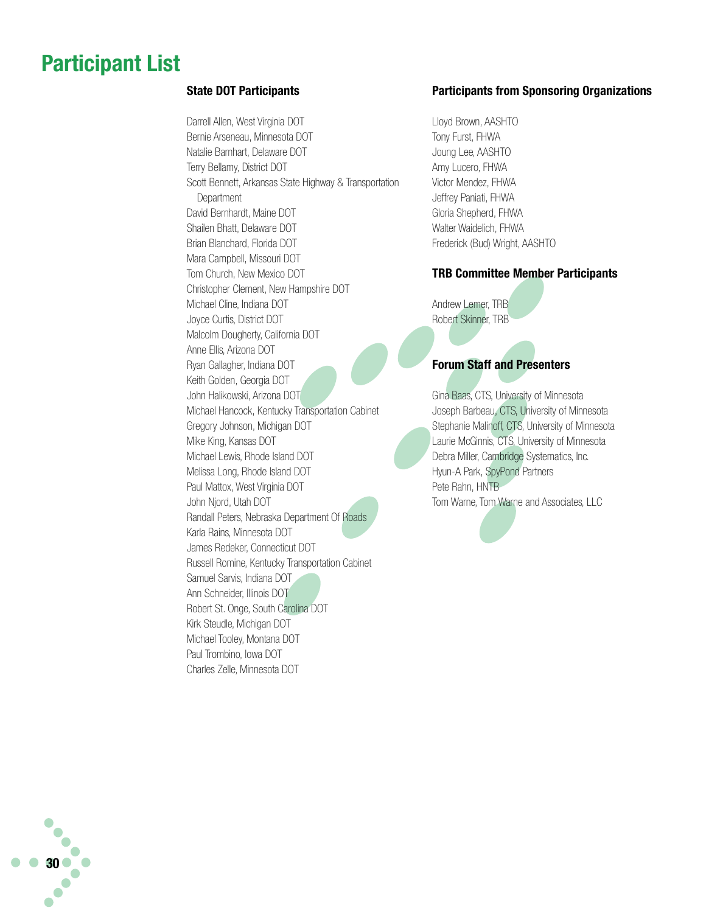# Participant List

## State DOT Participants

Darrell Allen, West Virginia DOT
Bernie Arseneau, Minnesota DOT
Natalie Barnhart, Delaware DOT
Terry Bellamy, District DOT
Scott Bennett, Arkansas State Highway & Transportation Department
David Bernhardt, Maine DOT
Shailen Bhatt, Delaware DOT
Brian Blanchard, Florida DOT
Mara Campbell, Missouri DOT
Tom Church, New Mexico DOT
Christopher Clement, New Hampshire DOT
Michael Cline, Indiana DOT
Joyce Curtis, District DOT
Malcolm Dougherty, California DOT
Anne Ellis, Arizona DOT
Ryan Gallagher, Indiana DOT
Keith Golden, Georgia DOT
John Halikowski, Arizona DOT
Michael Hancock, Kentucky Transportation Cabinet
Gregory Johnson, Michigan DOT
Mike King, Kansas DOT
Michael Lewis, Rhode Island DOT
Melissa Long, Rhode Island DOT
Paul Mattox, West Virginia DOT
John Njord, Utah DOT
Randall Peters, Nebraska Department Of Roads
Karla Rains, Minnesota DOT
James Redeker, Connecticut DOT
Russell Romine, Kentucky Transportation Cabinet
Samuel Sarvis, Indiana DOT
Ann Schneider, Illinois DOT
Robert St. Onge, South Carolina DOT
Kirk Steudle, Michigan DOT
Michael Tooley, Montana DOT
Paul Trombino, Iowa DOT
Charles Zelle, Minnesota DOT

## Participants from Sponsoring Organizations

Lloyd Brown, AASHTO
Tony Furst, FHWA
Joung Lee, AASHTO
Amy Lucero, FHWA
Victor Mendez, FHWA
Jeffrey Paniati, FHWA
Gloria Shepherd, FHWA
Walter Waidelich, FHWA
Frederick (Bud) Wright, AASHTO

## TRB Committee Member Participants

Andrew Lemer, TRB
Robert Skinner, TRB

## Forum Staff and Presenters

Gina Baas, CTS, University of Minnesota
Joseph Barbeau, CTS, University of Minnesota
Stephanie Malinoff, CTS, University of Minnesota
Laurie McGinnis, CTS, University of Minnesota
Debra Miller, Cambridge Systematics, Inc.
Hyun-A Park, SpyPond Partners
Pete Rahn, HNTB
Tom Warne, Tom Warne and Associates, LLC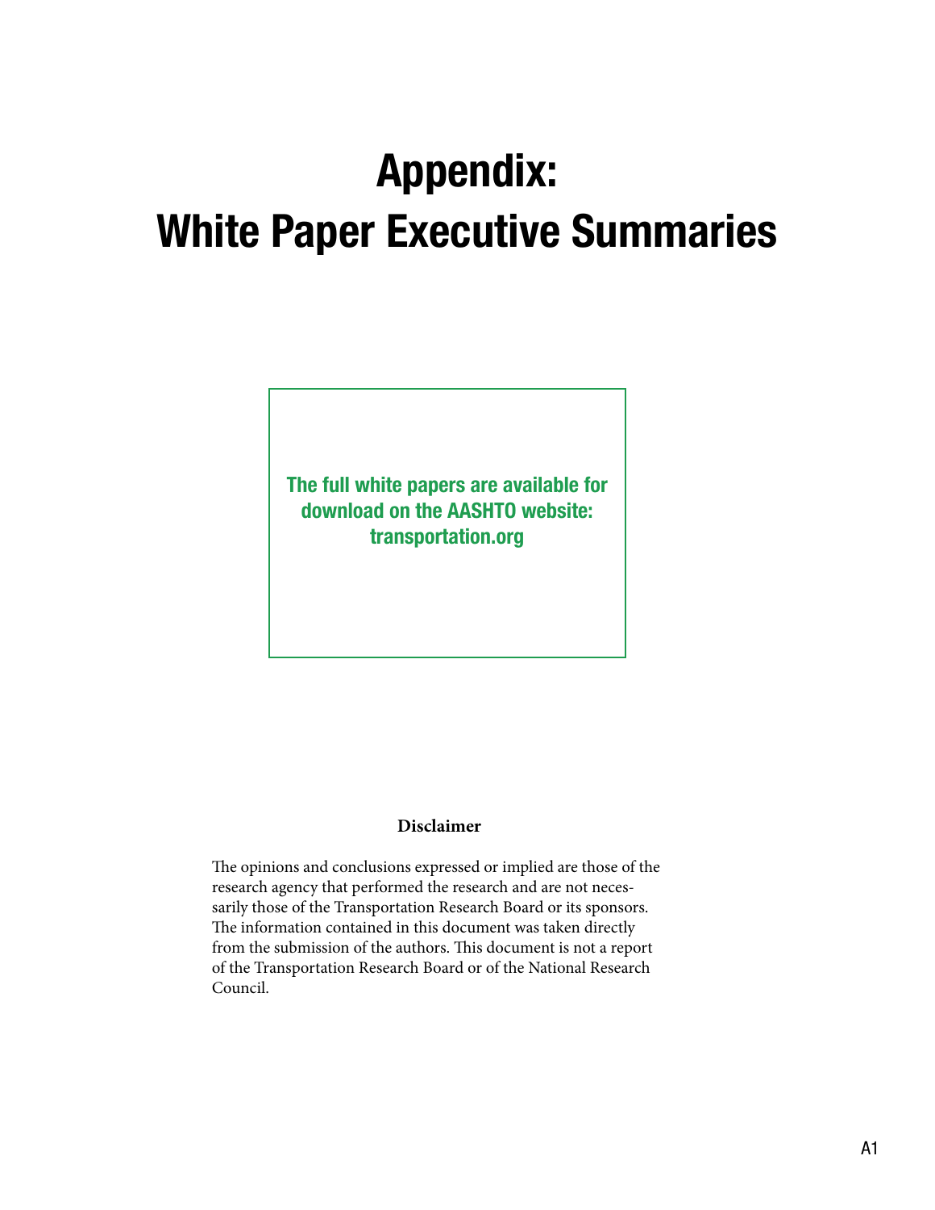# Appendix:
# White Paper Executive Summaries

**The full white papers are available for download on the AASHTO website: transportation.org**

**Disclaimer**

The opinions and conclusions expressed or implied are those of the research agency that performed the research and are not necessarily those of the Transportation Research Board or its sponsors. The information contained in this document was taken directly from the submission of the authors. This document is not a report of the Transportation Research Board or of the National Research Council.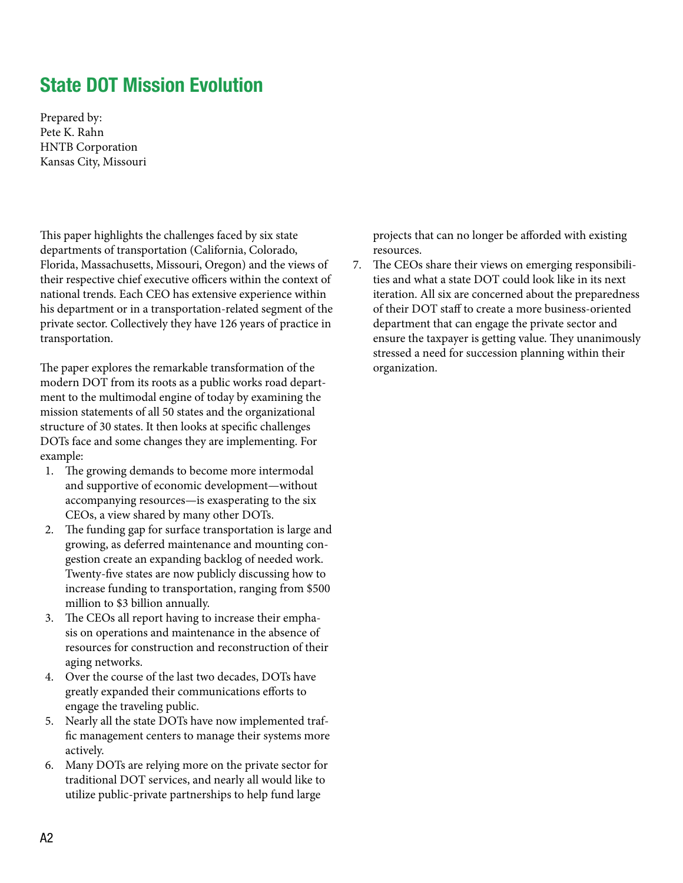# State DOT Mission Evolution

Prepared by:
Pete K. Rahn
HNTB Corporation
Kansas City, Missouri

This paper highlights the challenges faced by six state departments of transportation (California, Colorado, Florida, Massachusetts, Missouri, Oregon) and the views of their respective chief executive officers within the context of national trends. Each CEO has extensive experience within his department or in a transportation-related segment of the private sector. Collectively they have 126 years of practice in transportation.

The paper explores the remarkable transformation of the modern DOT from its roots as a public works road department to the multimodal engine of today by examining the mission statements of all 50 states and the organizational structure of 30 states. It then looks at specific challenges DOTs face and some changes they are implementing. For example:

1. The growing demands to become more intermodal and supportive of economic development—without accompanying resources—is exasperating to the six CEOs, a view shared by many other DOTs.
2. The funding gap for surface transportation is large and growing, as deferred maintenance and mounting congestion create an expanding backlog of needed work. Twenty-five states are now publicly discussing how to increase funding to transportation, ranging from $500 million to $3 billion annually.
3. The CEOs all report having to increase their emphasis on operations and maintenance in the absence of resources for construction and reconstruction of their aging networks.
4. Over the course of the last two decades, DOTs have greatly expanded their communications efforts to engage the traveling public.
5. Nearly all the state DOTs have now implemented traffic management centers to manage their systems more actively.
6. Many DOTs are relying more on the private sector for traditional DOT services, and nearly all would like to utilize public-private partnerships to help fund large projects that can no longer be afforded with existing resources.
7. The CEOs share their views on emerging responsibilities and what a state DOT could look like in its next iteration. All six are concerned about the preparedness of their DOT staff to create a more business-oriented department that can engage the private sector and ensure the taxpayer is getting value. They unanimously stressed a need for succession planning within their organization.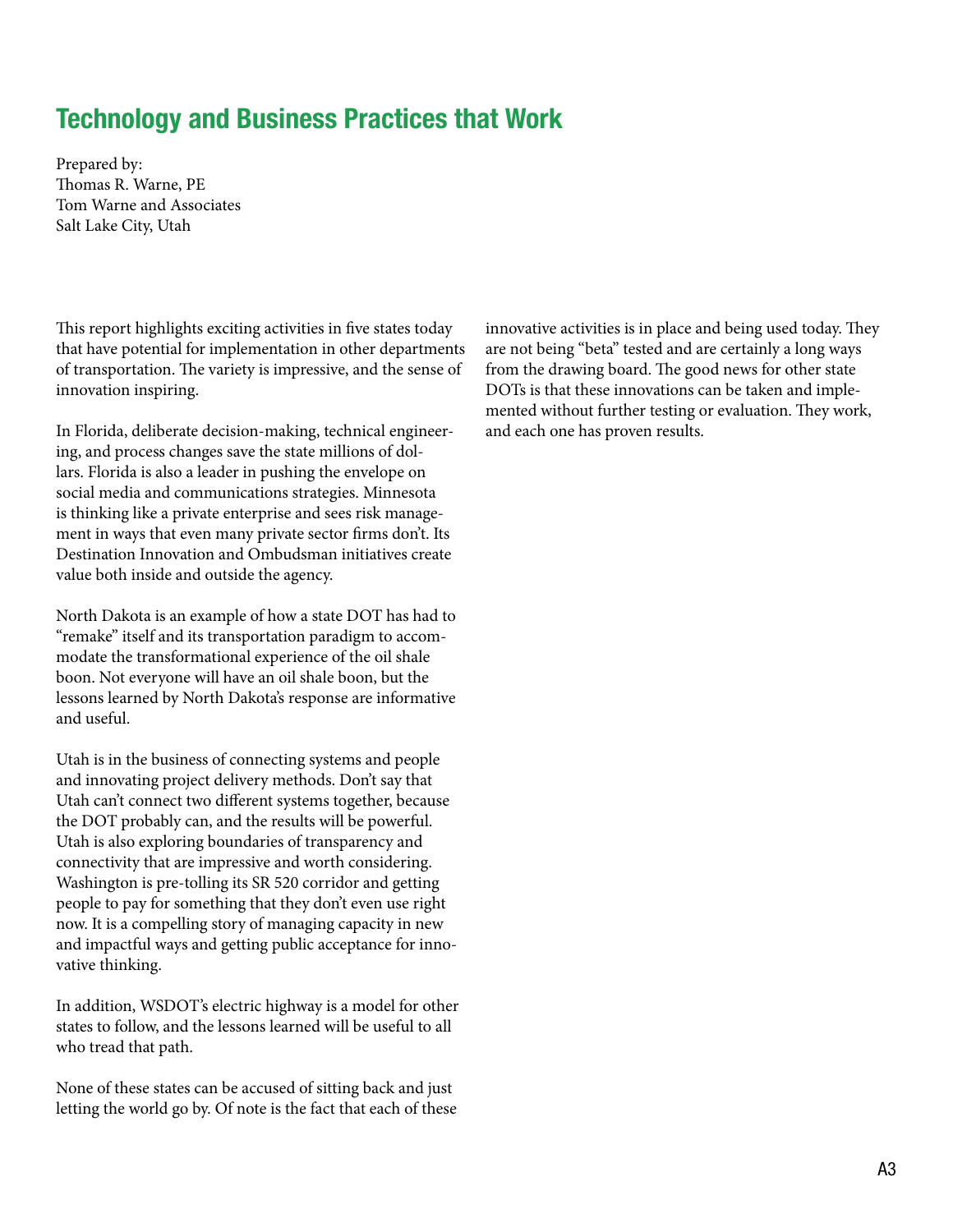# Technology and Business Practices that Work

Prepared by:
Thomas R. Warne, PE
Tom Warne and Associates
Salt Lake City, Utah

This report highlights exciting activities in five states today that have potential for implementation in other departments of transportation. The variety is impressive, and the sense of innovation inspiring.

In Florida, deliberate decision-making, technical engineering, and process changes save the state millions of dollars. Florida is also a leader in pushing the envelope on social media and communications strategies. Minnesota is thinking like a private enterprise and sees risk management in ways that even many private sector firms don't. Its Destination Innovation and Ombudsman initiatives create value both inside and outside the agency.

North Dakota is an example of how a state DOT has had to "remake" itself and its transportation paradigm to accommodate the transformational experience of the oil shale boon. Not everyone will have an oil shale boon, but the lessons learned by North Dakota's response are informative and useful.

Utah is in the business of connecting systems and people and innovating project delivery methods. Don't say that Utah can't connect two different systems together, because the DOT probably can, and the results will be powerful. Utah is also exploring boundaries of transparency and connectivity that are impressive and worth considering. Washington is pre-tolling its SR 520 corridor and getting people to pay for something that they don't even use right now. It is a compelling story of managing capacity in new and impactful ways and getting public acceptance for innovative thinking.

In addition, WSDOT's electric highway is a model for other states to follow, and the lessons learned will be useful to all who tread that path.

None of these states can be accused of sitting back and just letting the world go by. Of note is the fact that each of these innovative activities is in place and being used today. They are not being "beta" tested and are certainly a long ways from the drawing board. The good news for other state DOTs is that these innovations can be taken and implemented without further testing or evaluation. They work, and each one has proven results.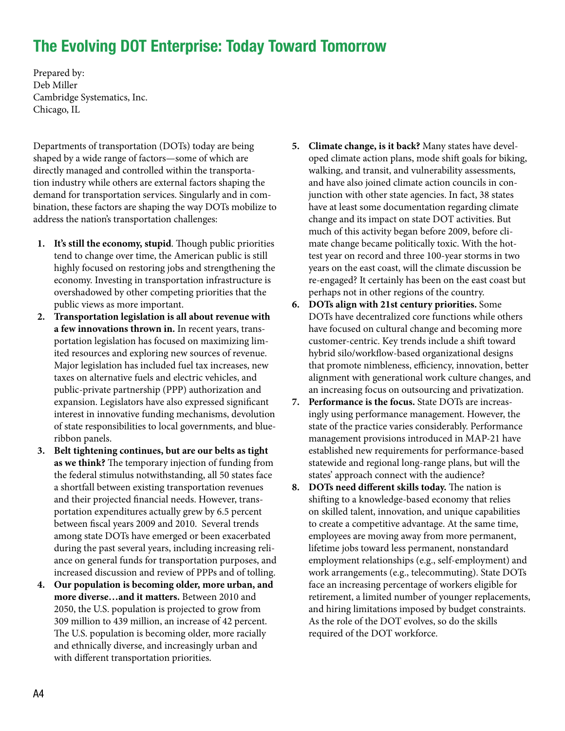# The Evolving DOT Enterprise: Today Toward Tomorrow

Prepared by:
Deb Miller
Cambridge Systematics, Inc.
Chicago, IL

Departments of transportation (DOTs) today are being shaped by a wide range of factors—some of which are directly managed and controlled within the transportation industry while others are external factors shaping the demand for transportation services. Singularly and in combination, these factors are shaping the way DOTs mobilize to address the nation's transportation challenges:

1. **It's still the economy, stupid**. Though public priorities tend to change over time, the American public is still highly focused on restoring jobs and strengthening the economy. Investing in transportation infrastructure is overshadowed by other competing priorities that the public views as more important.
2. **Transportation legislation is all about revenue with a few innovations thrown in.** In recent years, transportation legislation has focused on maximizing limited resources and exploring new sources of revenue. Major legislation has included fuel tax increases, new taxes on alternative fuels and electric vehicles, and public-private partnership (PPP) authorization and expansion. Legislators have also expressed significant interest in innovative funding mechanisms, devolution of state responsibilities to local governments, and blue-ribbon panels.
3. **Belt tightening continues, but are our belts as tight as we think?** The temporary injection of funding from the federal stimulus notwithstanding, all 50 states face a shortfall between existing transportation revenues and their projected financial needs. However, transportation expenditures actually grew by 6.5 percent between fiscal years 2009 and 2010. Several trends among state DOTs have emerged or been exacerbated during the past several years, including increasing reliance on general funds for transportation purposes, and increased discussion and review of PPPs and of tolling.
4. **Our population is becoming older, more urban, and more diverse…and it matters.** Between 2010 and 2050, the U.S. population is projected to grow from 309 million to 439 million, an increase of 42 percent. The U.S. population is becoming older, more racially and ethnically diverse, and increasingly urban and with different transportation priorities.
5. **Climate change, is it back?** Many states have developed climate action plans, mode shift goals for biking, walking, and transit, and vulnerability assessments, and have also joined climate action councils in conjunction with other state agencies. In fact, 38 states have at least some documentation regarding climate change and its impact on state DOT activities. But much of this activity began before 2009, before climate change became politically toxic. With the hottest year on record and three 100-year storms in two years on the east coast, will the climate discussion be re-engaged? It certainly has been on the east coast but perhaps not in other regions of the country.
6. **DOTs align with 21st century priorities.** Some DOTs have decentralized core functions while others have focused on cultural change and becoming more customer-centric. Key trends include a shift toward hybrid silo/workflow-based organizational designs that promote nimbleness, efficiency, innovation, better alignment with generational work culture changes, and an increasing focus on outsourcing and privatization.
7. **Performance is the focus.** State DOTs are increasingly using performance management. However, the state of the practice varies considerably. Performance management provisions introduced in MAP-21 have established new requirements for performance-based statewide and regional long-range plans, but will the states' approach connect with the audience?
8. **DOTs need different skills today.** The nation is shifting to a knowledge-based economy that relies on skilled talent, innovation, and unique capabilities to create a competitive advantage. At the same time, employees are moving away from more permanent, lifetime jobs toward less permanent, nonstandard employment relationships (e.g., self-employment) and work arrangements (e.g., telecommuting). State DOTs face an increasing percentage of workers eligible for retirement, a limited number of younger replacements, and hiring limitations imposed by budget constraints. As the role of the DOT evolves, so do the skills required of the DOT workforce.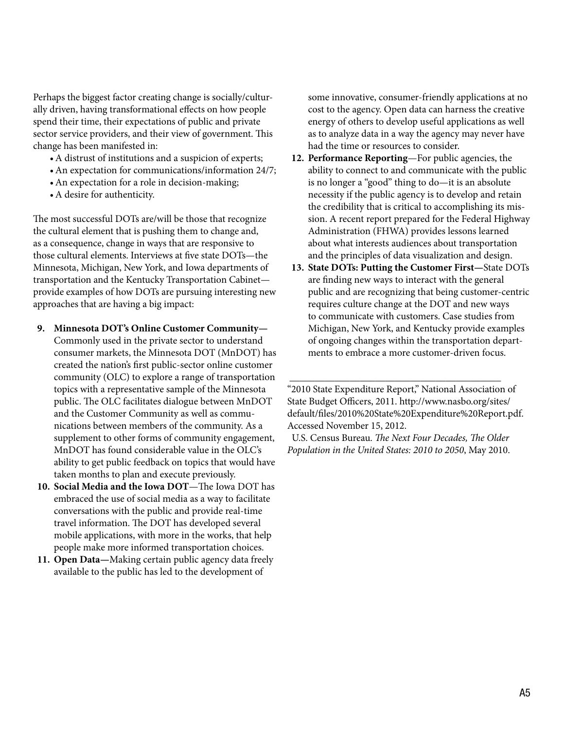Perhaps the biggest factor creating change is socially/culturally driven, having transformational effects on how people spend their time, their expectations of public and private sector service providers, and their view of government. This change has been manifested in:

- A distrust of institutions and a suspicion of experts;
- An expectation for communications/information 24/7;
- An expectation for a role in decision-making;
- A desire for authenticity.

The most successful DOTs are/will be those that recognize the cultural element that is pushing them to change and, as a consequence, change in ways that are responsive to those cultural elements. Interviews at five state DOTs—the Minnesota, Michigan, New York, and Iowa departments of transportation and the Kentucky Transportation Cabinet—provide examples of how DOTs are pursuing interesting new approaches that are having a big impact:

9. **Minnesota DOT's Online Customer Community—** Commonly used in the private sector to understand consumer markets, the Minnesota DOT (MnDOT) has created the nation's first public-sector online customer community (OLC) to explore a range of transportation topics with a representative sample of the Minnesota public. The OLC facilitates dialogue between MnDOT and the Customer Community as well as communications between members of the community. As a supplement to other forms of community engagement, MnDOT has found considerable value in the OLC's ability to get public feedback on topics that would have taken months to plan and execute previously.
10. **Social Media and the Iowa DOT**—The Iowa DOT has embraced the use of social media as a way to facilitate conversations with the public and provide real-time travel information. The DOT has developed several mobile applications, with more in the works, that help people make more informed transportation choices.
11. **Open Data—**Making certain public agency data freely available to the public has led to the development of some innovative, consumer-friendly applications at no cost to the agency. Open data can harness the creative energy of others to develop useful applications as well as to analyze data in a way the agency may never have had the time or resources to consider.
12. **Performance Reporting**—For public agencies, the ability to connect to and communicate with the public is no longer a "good" thing to do—it is an absolute necessity if the public agency is to develop and retain the credibility that is critical to accomplishing its mission. A recent report prepared for the Federal Highway Administration (FHWA) provides lessons learned about what interests audiences about transportation and the principles of data visualization and design.
13. **State DOTs: Putting the Customer First—**State DOTs are finding new ways to interact with the general public and are recognizing that being customer-centric requires culture change at the DOT and new ways to communicate with customers. Case studies from Michigan, New York, and Kentucky provide examples of ongoing changes within the transportation departments to embrace a more customer-driven focus.

---

"2010 State Expenditure Report," National Association of State Budget Officers, 2011. http://www.nasbo.org/sites/default/files/2010%20State%20Expenditure%20Report.pdf. Accessed November 15, 2012.

U.S. Census Bureau. *The Next Four Decades, The Older Population in the United States: 2010 to 2050*, May 2010.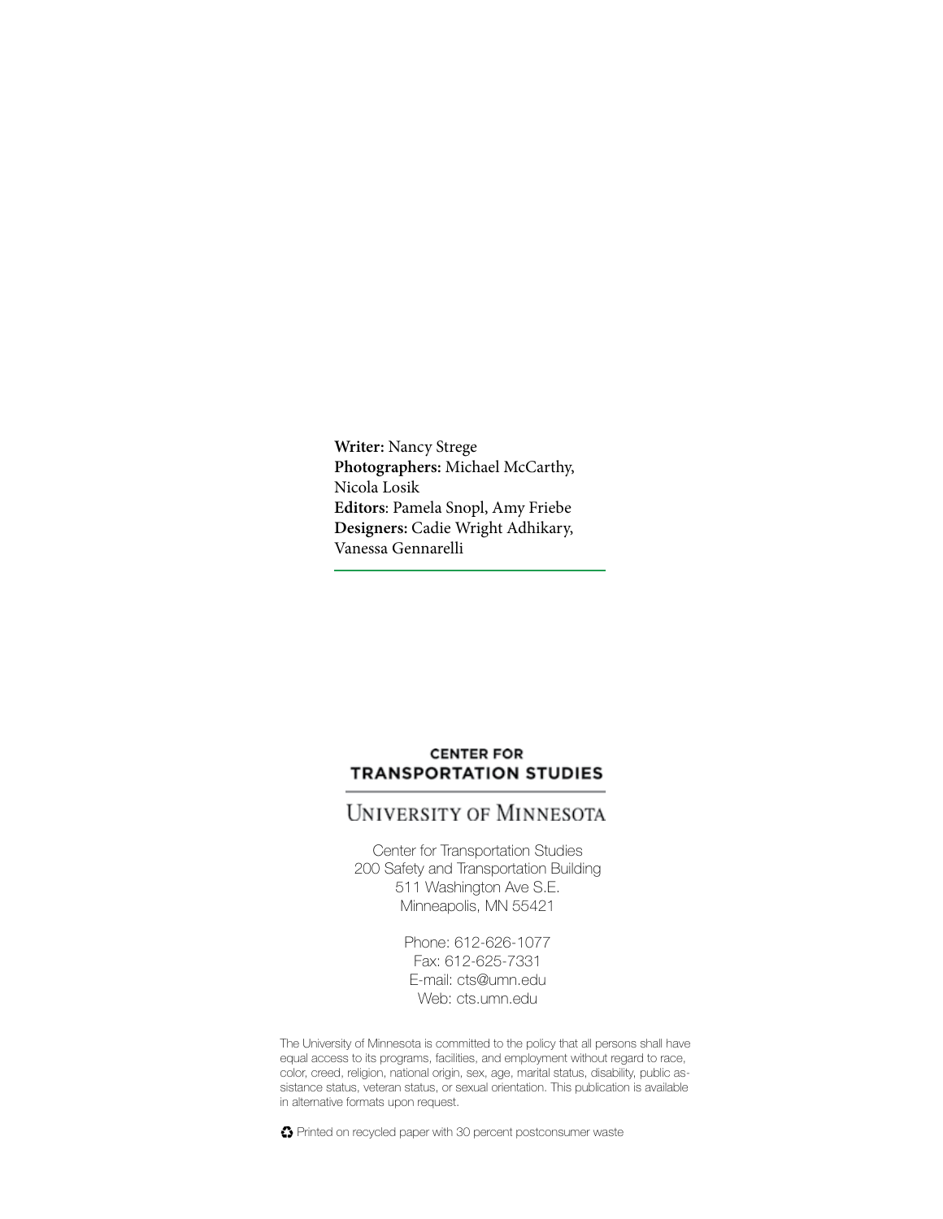**Writer:** Nancy Strege
**Photographers:** Michael McCarthy, Nicola Losik
**Editors**: Pamela Snopl, Amy Friebe
**Designers:** Cadie Wright Adhikary, Vanessa Gennarelli

---

CENTER FOR
TRANSPORTATION STUDIES

UNIVERSITY OF MINNESOTA

Center for Transportation Studies
200 Safety and Transportation Building
511 Washington Ave S.E.
Minneapolis, MN 55421

Phone: 612-626-1077
Fax: 612-625-7331
E-mail: cts@umn.edu
Web: cts.umn.edu

The University of Minnesota is committed to the policy that all persons shall have equal access to its programs, facilities, and employment without regard to race, color, creed, religion, national origin, sex, age, marital status, disability, public assistance status, veteran status, or sexual orientation. This publication is available in alternative formats upon request.

♻ Printed on recycled paper with 30 percent postconsumer waste